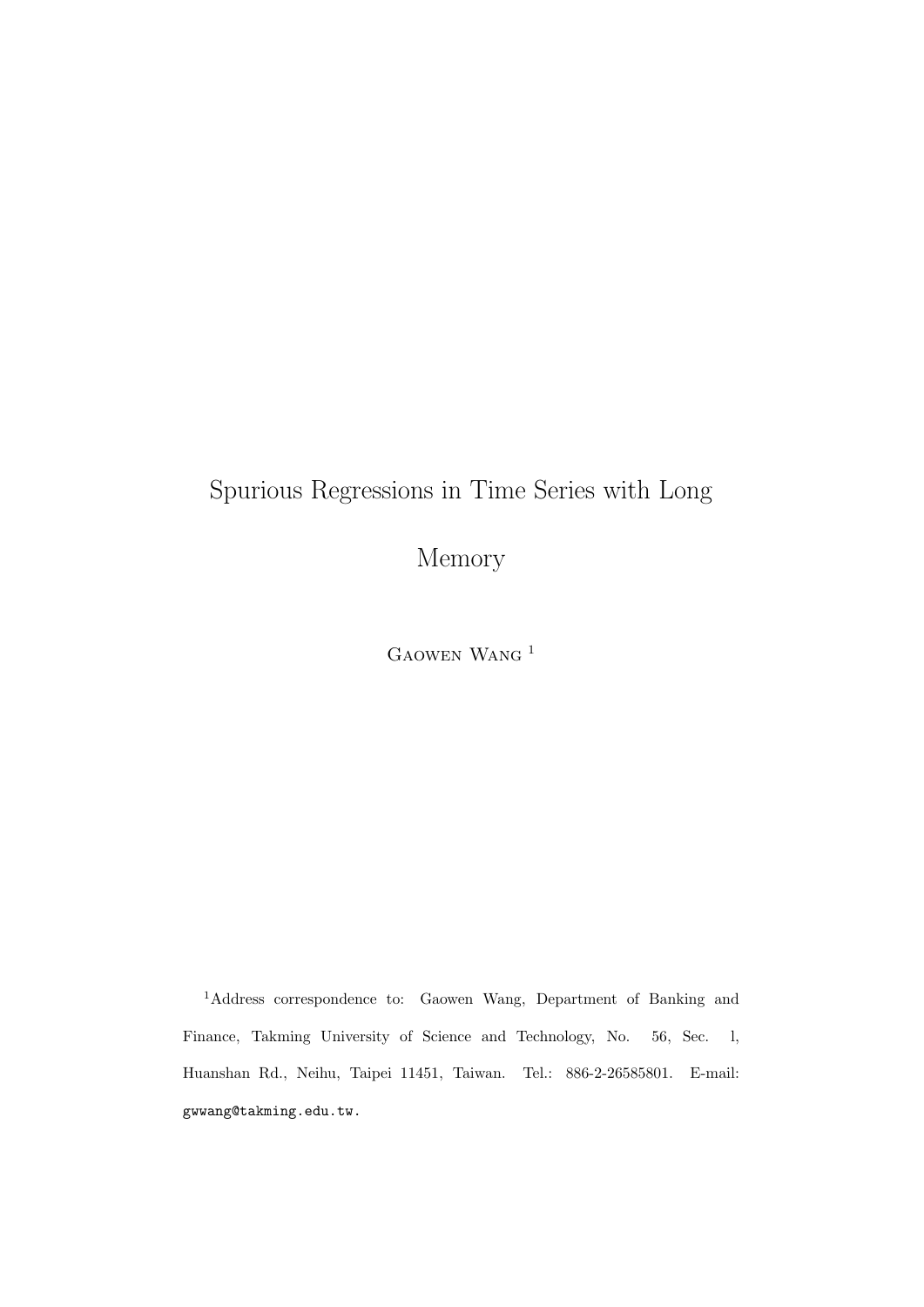# Spurious Regressions in Time Series with Long Memory

Gaowen Wang [1]

[1]Address correspondence to: Gaowen Wang, Department of Banking and Finance, Takming University of Science and Technology, No. 56, Sec. 1, Huanshan Rd., Neihu, Taipei 11451, Taiwan. Tel.: 886-2-26585801. E-mail: gwwang@takming.edu.tw.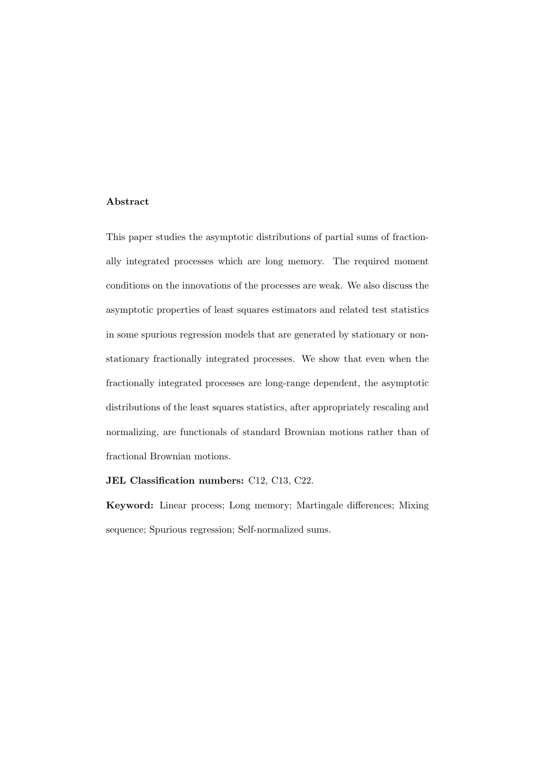**Abstract**

This paper studies the asymptotic distributions of partial sums of fractionally integrated processes which are long memory. The required moment conditions on the innovations of the processes are weak. We also discuss the asymptotic properties of least squares estimators and related test statistics in some spurious regression models that are generated by stationary or non-stationary fractionally integrated processes. We show that even when the fractionally integrated processes are long-range dependent, the asymptotic distributions of the least squares statistics, after appropriately rescaling and normalizing, are functionals of standard Brownian motions rather than of fractional Brownian motions.

**JEL Classification numbers:** C12, C13, C22.

**Keyword:** Linear process; Long memory; Martingale differences; Mixing sequence; Spurious regression; Self-normalized sums.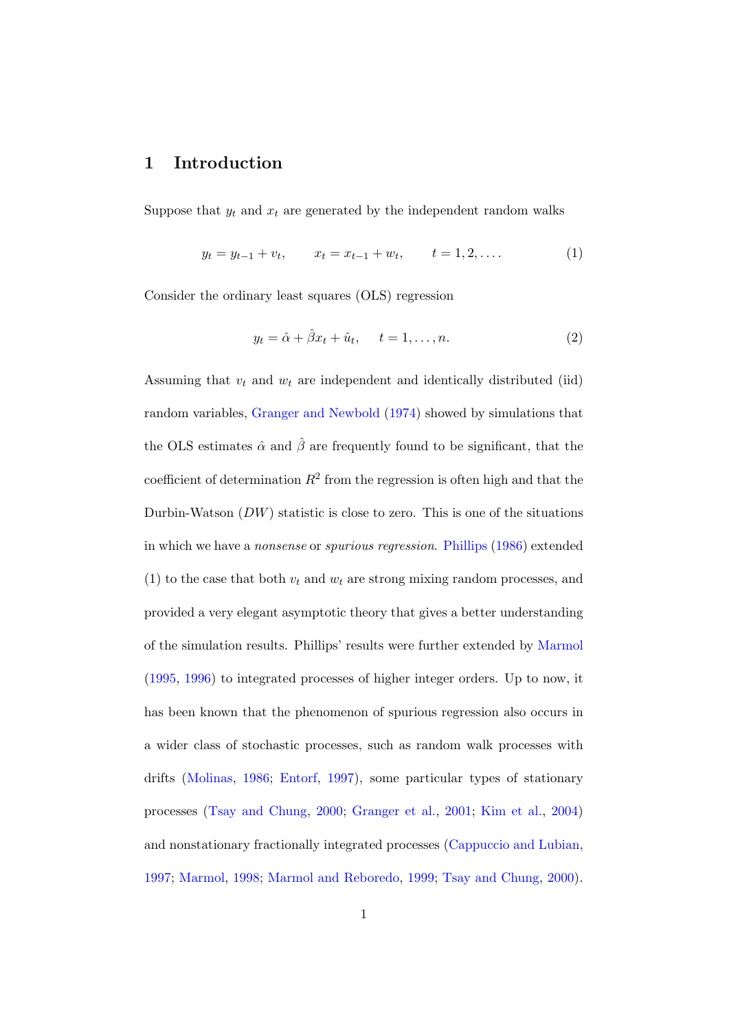## 1 Introduction

Suppose that $y_t$ and $x_t$ are generated by the independent random walks

$$y_t = y_{t-1} + v_t, \qquad x_t = x_{t-1} + w_t, \qquad t = 1, 2, \ldots. \tag{1}$$

Consider the ordinary least squares (OLS) regression

$$y_t = \hat{\alpha} + \hat{\beta} x_t + \hat{u}_t, \quad t = 1, \ldots, n. \tag{2}$$

Assuming that $v_t$ and $w_t$ are independent and identically distributed (iid) random variables, Granger and Newbold (1974) showed by simulations that the OLS estimates $\hat{\alpha}$ and $\hat{\beta}$ are frequently found to be significant, that the coefficient of determination $R^2$ from the regression is often high and that the Durbin-Watson ($DW$) statistic is close to zero. This is one of the situations in which we have a *nonsense* or *spurious regression*. Phillips (1986) extended (1) to the case that both $v_t$ and $w_t$ are strong mixing random processes, and provided a very elegant asymptotic theory that gives a better understanding of the simulation results. Phillips' results were further extended by Marmol (1995, 1996) to integrated processes of higher integer orders. Up to now, it has been known that the phenomenon of spurious regression also occurs in a wider class of stochastic processes, such as random walk processes with drifts (Molinas, 1986; Entorf, 1997), some particular types of stationary processes (Tsay and Chung, 2000; Granger et al., 2001; Kim et al., 2004) and nonstationary fractionally integrated processes (Cappuccio and Lubian, 1997; Marmol, 1998; Marmol and Reboredo, 1999; Tsay and Chung, 2000).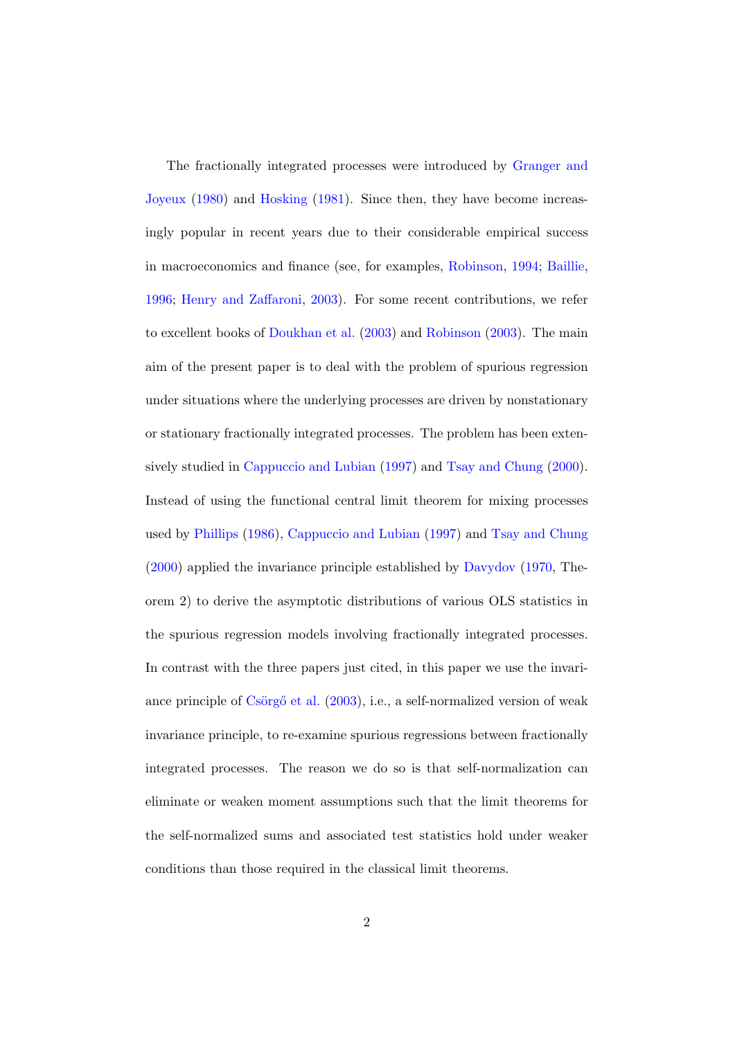The fractionally integrated processes were introduced by Granger and Joyeux (1980) and Hosking (1981). Since then, they have become increasingly popular in recent years due to their considerable empirical success in macroeconomics and finance (see, for examples, Robinson, 1994; Baillie, 1996; Henry and Zaffaroni, 2003). For some recent contributions, we refer to excellent books of Doukhan et al. (2003) and Robinson (2003). The main aim of the present paper is to deal with the problem of spurious regression under situations where the underlying processes are driven by nonstationary or stationary fractionally integrated processes. The problem has been extensively studied in Cappuccio and Lubian (1997) and Tsay and Chung (2000). Instead of using the functional central limit theorem for mixing processes used by Phillips (1986), Cappuccio and Lubian (1997) and Tsay and Chung (2000) applied the invariance principle established by Davydov (1970, Theorem 2) to derive the asymptotic distributions of various OLS statistics in the spurious regression models involving fractionally integrated processes. In contrast with the three papers just cited, in this paper we use the invariance principle of Csörgő et al. (2003), i.e., a self-normalized version of weak invariance principle, to re-examine spurious regressions between fractionally integrated processes. The reason we do so is that self-normalization can eliminate or weaken moment assumptions such that the limit theorems for the self-normalized sums and associated test statistics hold under weaker conditions than those required in the classical limit theorems.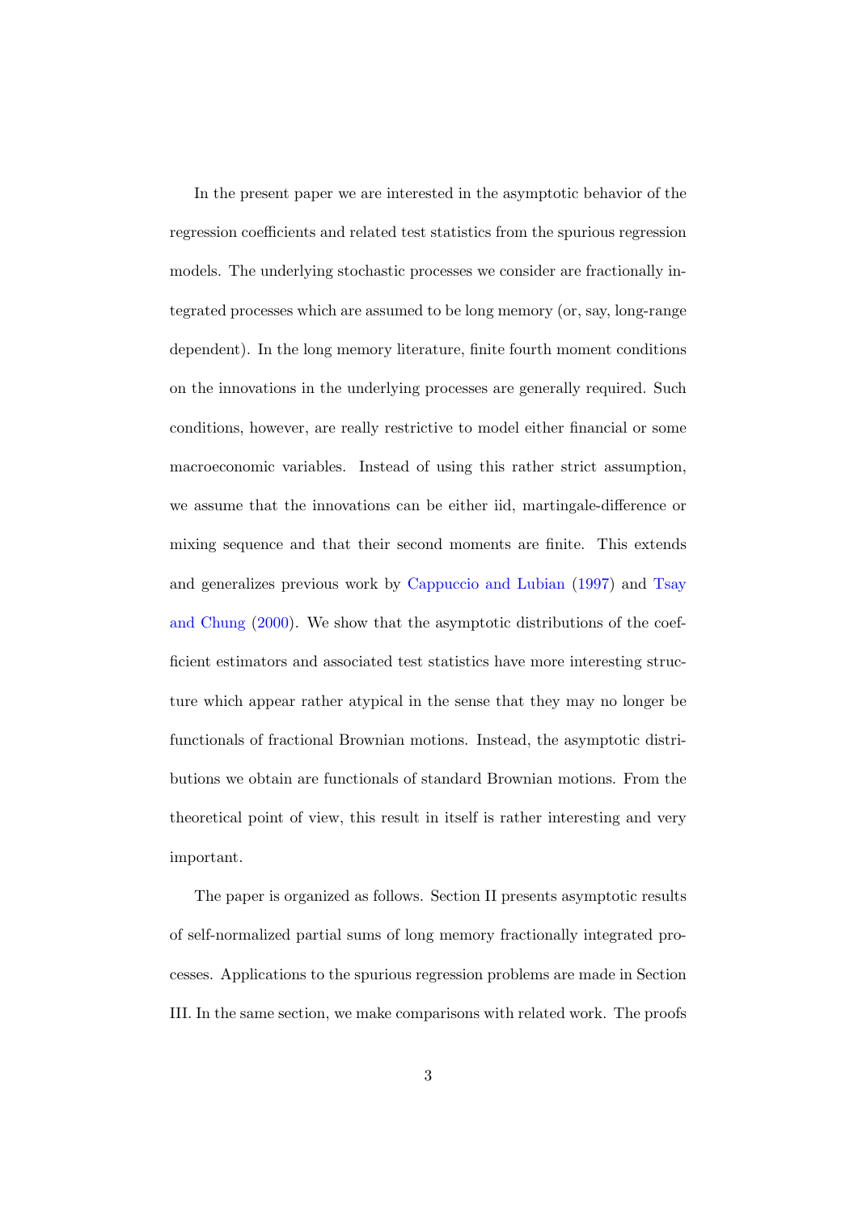In the present paper we are interested in the asymptotic behavior of the regression coefficients and related test statistics from the spurious regression models. The underlying stochastic processes we consider are fractionally integrated processes which are assumed to be long memory (or, say, long-range dependent). In the long memory literature, finite fourth moment conditions on the innovations in the underlying processes are generally required. Such conditions, however, are really restrictive to model either financial or some macroeconomic variables. Instead of using this rather strict assumption, we assume that the innovations can be either iid, martingale-difference or mixing sequence and that their second moments are finite. This extends and generalizes previous work by Cappuccio and Lubian (1997) and Tsay and Chung (2000). We show that the asymptotic distributions of the coefficient estimators and associated test statistics have more interesting structure which appear rather atypical in the sense that they may no longer be functionals of fractional Brownian motions. Instead, the asymptotic distributions we obtain are functionals of standard Brownian motions. From the theoretical point of view, this result in itself is rather interesting and very important.

The paper is organized as follows. Section II presents asymptotic results of self-normalized partial sums of long memory fractionally integrated processes. Applications to the spurious regression problems are made in Section III. In the same section, we make comparisons with related work. The proofs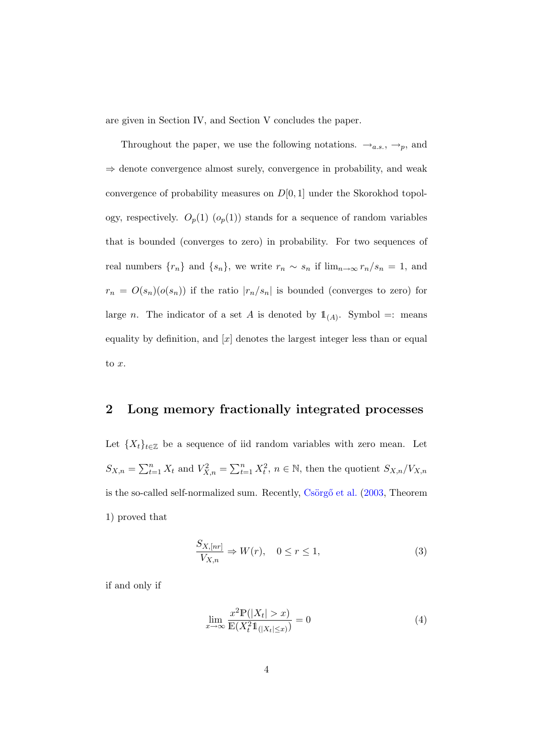are given in Section IV, and Section V concludes the paper.

Throughout the paper, we use the following notations. $\to_{a.s.}$, $\to_p$, and $\Rightarrow$ denote convergence almost surely, convergence in probability, and weak convergence of probability measures on $D[0,1]$ under the Skorokhod topology, respectively. $O_p(1)$ ($o_p(1)$) stands for a sequence of random variables that is bounded (converges to zero) in probability. For two sequences of real numbers $\{r_n\}$ and $\{s_n\}$, we write $r_n \sim s_n$ if $\lim_{n\to\infty} r_n/s_n = 1$, and $r_n = O(s_n)(o(s_n))$ if the ratio $|r_n/s_n|$ is bounded (converges to zero) for large $n$. The indicator of a set $A$ is denoted by $\mathbb{1}_{(A)}$. Symbol $=:$ means equality by definition, and $[x]$ denotes the largest integer less than or equal to $x$.

## 2 Long memory fractionally integrated processes

Let $\{X_t\}_{t\in\mathbb{Z}}$ be a sequence of iid random variables with zero mean. Let $S_{X,n} = \sum_{t=1}^{n} X_t$ and $V_{X,n}^2 = \sum_{t=1}^{n} X_t^2$, $n \in \mathbb{N}$, then the quotient $S_{X,n}/V_{X,n}$ is the so-called self-normalized sum. Recently, Csörgő et al. (2003, Theorem 1) proved that

$$\frac{S_{X,[nr]}}{V_{X,n}} \Rightarrow W(r), \quad 0 \le r \le 1, \tag{3}$$

if and only if

$$\lim_{x\to\infty} \frac{x^2 \mathbb{P}(|X_t| > x)}{\mathbb{E}(X_t^2 \mathbb{1}_{(|X_t|\le x)})} = 0 \tag{4}$$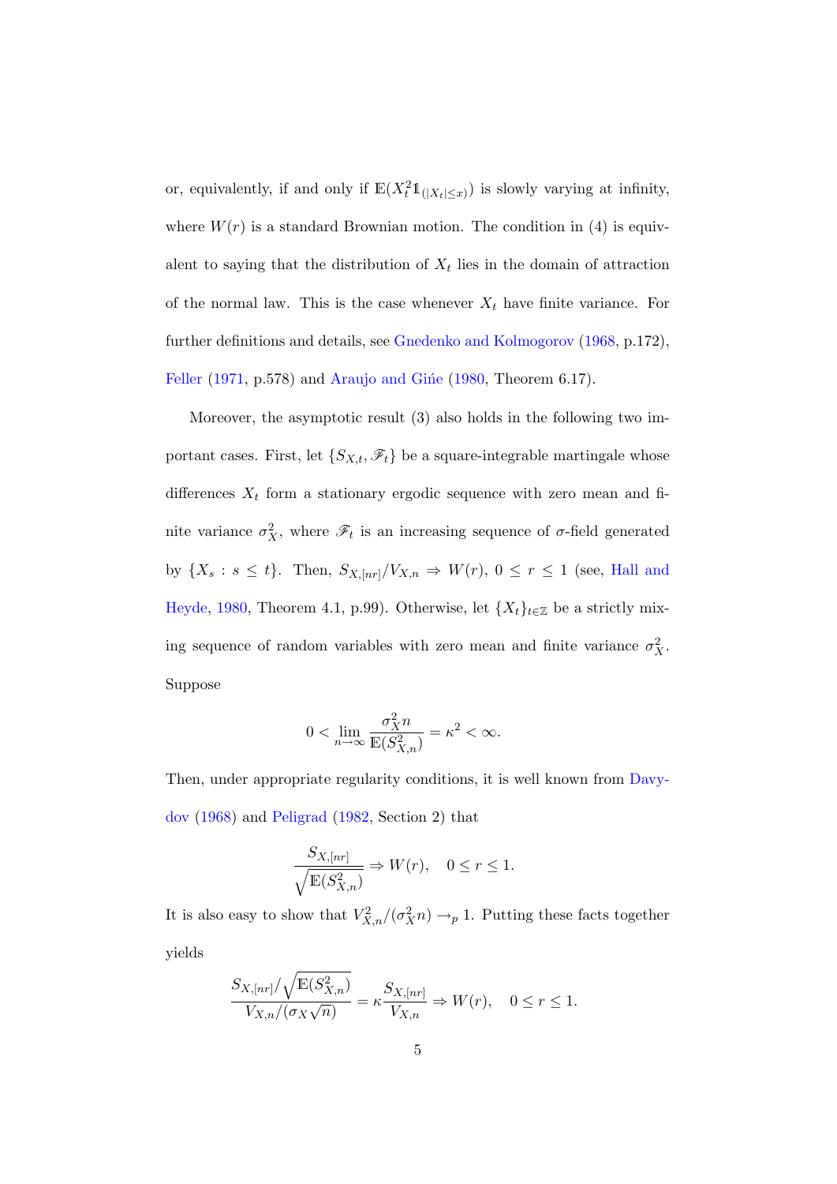or, equivalently, if and only if $\mathbb{E}(X_t^2 \mathbb{1}_{(|X_t| \le x)})$ is slowly varying at infinity, where $W(r)$ is a standard Brownian motion. The condition in (4) is equivalent to saying that the distribution of $X_t$ lies in the domain of attraction of the normal law. This is the case whenever $X_t$ have finite variance. For further definitions and details, see Gnedenko and Kolmogorov (1968, p.172), Feller (1971, p.578) and Araujo and Gińe (1980, Theorem 6.17).

Moreover, the asymptotic result (3) also holds in the following two important cases. First, let $\{S_{X,t}, \mathscr{F}_t\}$ be a square-integrable martingale whose differences $X_t$ form a stationary ergodic sequence with zero mean and finite variance $\sigma_X^2$, where $\mathscr{F}_t$ is an increasing sequence of $\sigma$-field generated by $\{X_s : s \le t\}$. Then, $S_{X,[nr]}/V_{X,n} \Rightarrow W(r)$, $0 \le r \le 1$ (see, Hall and Heyde, 1980, Theorem 4.1, p.99). Otherwise, let $\{X_t\}_{t \in \mathbb{Z}}$ be a strictly mixing sequence of random variables with zero mean and finite variance $\sigma_X^2$. Suppose

$$0 < \lim_{n \to \infty} \frac{\sigma_X^2 n}{\mathbb{E}(S_{X,n}^2)} = \kappa^2 < \infty.$$

Then, under appropriate regularity conditions, it is well known from Davydov (1968) and Peligrad (1982, Section 2) that

$$\frac{S_{X,[nr]}}{\sqrt{\mathbb{E}(S_{X,n}^2)}} \Rightarrow W(r), \quad 0 \le r \le 1.$$

It is also easy to show that $V_{X,n}^2/(\sigma_X^2 n) \to_p 1$. Putting these facts together yields

$$\frac{S_{X,[nr]}/\sqrt{\mathbb{E}(S_{X,n}^2)}}{V_{X,n}/(\sigma_X \sqrt{n})} = \kappa \frac{S_{X,[nr]}}{V_{X,n}} \Rightarrow W(r), \quad 0 \le r \le 1.$$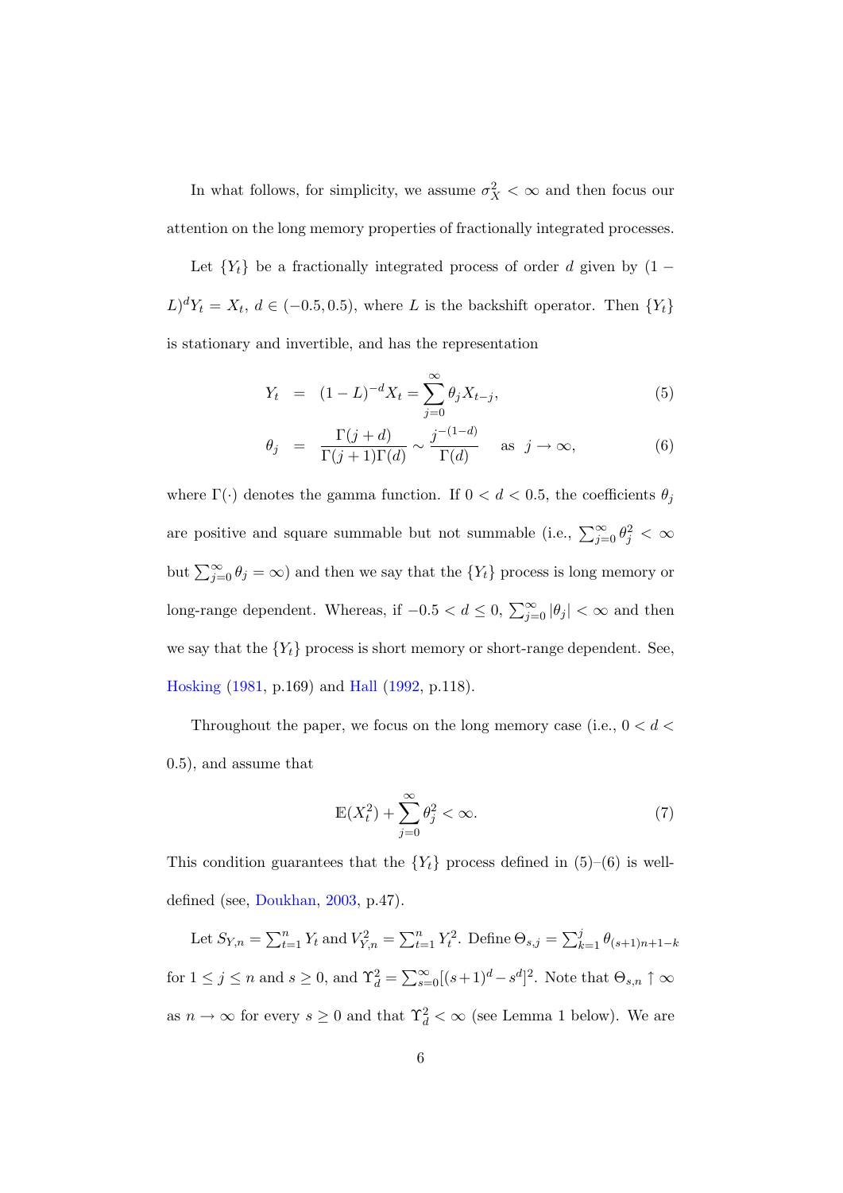In what follows, for simplicity, we assume $\sigma_X^2 < \infty$ and then focus our attention on the long memory properties of fractionally integrated processes.

Let $\{Y_t\}$ be a fractionally integrated process of order $d$ given by $(1 - L)^d Y_t = X_t$, $d \in (-0.5, 0.5)$, where $L$ is the backshift operator. Then $\{Y_t\}$ is stationary and invertible, and has the representation

$$
\begin{aligned}
Y_t &= (1-L)^{-d} X_t = \sum_{j=0}^{\infty} \theta_j X_{t-j}, && (5)\\
\theta_j &= \frac{\Gamma(j+d)}{\Gamma(j+1)\Gamma(d)} \sim \frac{j^{-(1-d)}}{\Gamma(d)} \quad \text{as } j \to \infty, && (6)
\end{aligned}
$$

where $\Gamma(\cdot)$ denotes the gamma function. If $0 < d < 0.5$, the coefficients $\theta_j$ are positive and square summable but not summable (i.e., $\sum_{j=0}^{\infty} \theta_j^2 < \infty$ but $\sum_{j=0}^{\infty} \theta_j = \infty$) and then we say that the $\{Y_t\}$ process is long memory or long-range dependent. Whereas, if $-0.5 < d \leq 0$, $\sum_{j=0}^{\infty} |\theta_j| < \infty$ and then we say that the $\{Y_t\}$ process is short memory or short-range dependent. See, Hosking (1981, p.169) and Hall (1992, p.118).

Throughout the paper, we focus on the long memory case (i.e., $0 < d < 0.5$), and assume that

$$
\mathbb{E}(X_t^2) + \sum_{j=0}^{\infty} \theta_j^2 < \infty. \tag{7}
$$

This condition guarantees that the $\{Y_t\}$ process defined in (5)–(6) is well-defined (see, Doukhan, 2003, p.47).

Let $S_{Y,n} = \sum_{t=1}^{n} Y_t$ and $V_{Y,n}^2 = \sum_{t=1}^{n} Y_t^2$. Define $\Theta_{s,j} = \sum_{k=1}^{j} \theta_{(s+1)n+1-k}$ for $1 \leq j \leq n$ and $s \geq 0$, and $\Upsilon_d^2 = \sum_{s=0}^{\infty} [(s+1)^d - s^d]^2$. Note that $\Theta_{s,n} \uparrow \infty$ as $n \to \infty$ for every $s \geq 0$ and that $\Upsilon_d^2 < \infty$ (see Lemma 1 below). We are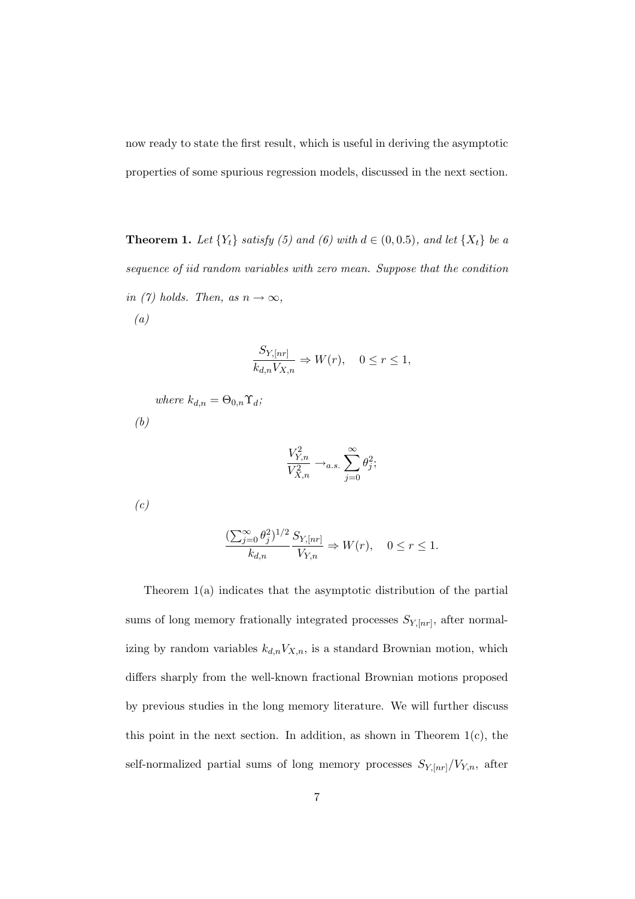now ready to state the first result, which is useful in deriving the asymptotic properties of some spurious regression models, discussed in the next section.

**Theorem 1.** *Let $\{Y_t\}$ satisfy (5) and (6) with $d \in (0, 0.5)$, and let $\{X_t\}$ be a sequence of iid random variables with zero mean. Suppose that the condition in (7) holds. Then, as $n \to \infty$,*

*(a)*

$$\frac{S_{Y,[nr]}}{k_{d,n} V_{X,n}} \Rightarrow W(r), \quad 0 \leq r \leq 1,$$

*where $k_{d,n} = \Theta_{0,n} \Upsilon_d$;*

*(b)*

$$\frac{V_{Y,n}^2}{V_{X,n}^2} \to_{a.s.} \sum_{j=0}^{\infty} \theta_j^2;$$

*(c)*

$$\frac{(\sum_{j=0}^{\infty} \theta_j^2)^{1/2}}{k_{d,n}} \frac{S_{Y,[nr]}}{V_{Y,n}} \Rightarrow W(r), \quad 0 \leq r \leq 1.$$

Theorem 1(a) indicates that the asymptotic distribution of the partial sums of long memory frationally integrated processes $S_{Y,[nr]}$, after normalizing by random variables $k_{d,n} V_{X,n}$, is a standard Brownian motion, which differs sharply from the well-known fractional Brownian motions proposed by previous studies in the long memory literature. We will further discuss this point in the next section. In addition, as shown in Theorem 1(c), the self-normalized partial sums of long memory processes $S_{Y,[nr]}/V_{Y,n}$, after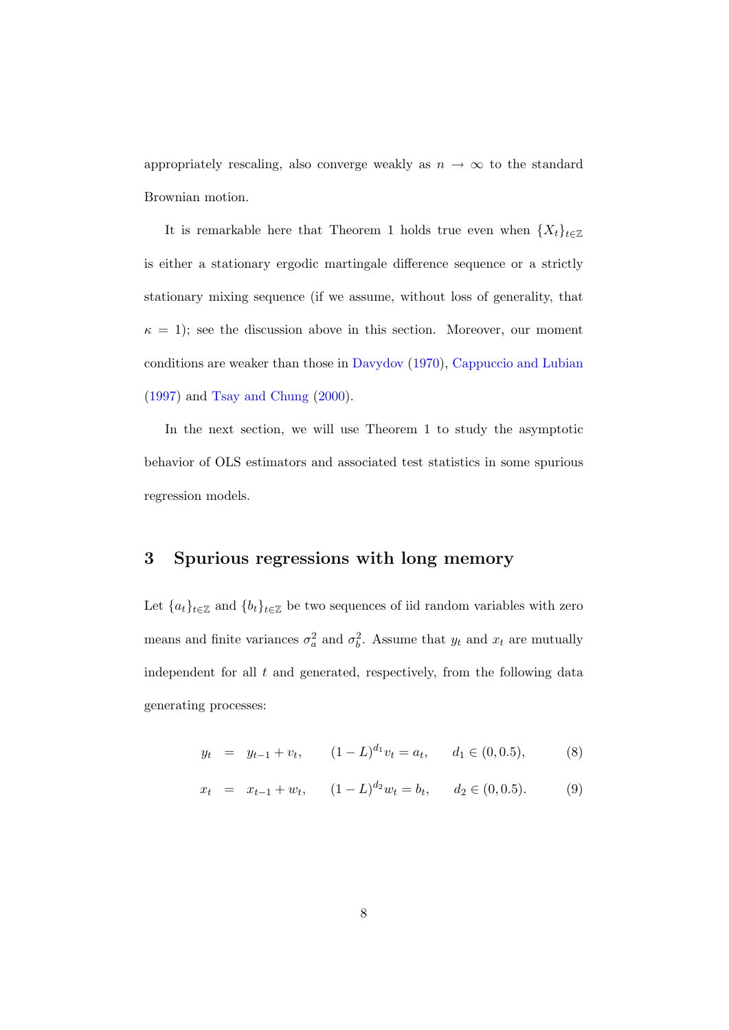appropriately rescaling, also converge weakly as $n \to \infty$ to the standard Brownian motion.

It is remarkable here that Theorem 1 holds true even when $\{X_t\}_{t\in\mathbb{Z}}$ is either a stationary ergodic martingale difference sequence or a strictly stationary mixing sequence (if we assume, without loss of generality, that $\kappa = 1$); see the discussion above in this section. Moreover, our moment conditions are weaker than those in Davydov (1970), Cappuccio and Lubian (1997) and Tsay and Chung (2000).

In the next section, we will use Theorem 1 to study the asymptotic behavior of OLS estimators and associated test statistics in some spurious regression models.

## 3 Spurious regressions with long memory

Let $\{a_t\}_{t\in\mathbb{Z}}$ and $\{b_t\}_{t\in\mathbb{Z}}$ be two sequences of iid random variables with zero means and finite variances $\sigma_a^2$ and $\sigma_b^2$. Assume that $y_t$ and $x_t$ are mutually independent for all $t$ and generated, respectively, from the following data generating processes:

$$y_t = y_{t-1} + v_t, \qquad (1-L)^{d_1} v_t = a_t, \qquad d_1 \in (0, 0.5), \tag{8}$$

$$x_t = x_{t-1} + w_t, \qquad (1-L)^{d_2} w_t = b_t, \qquad d_2 \in (0, 0.5). \tag{9}$$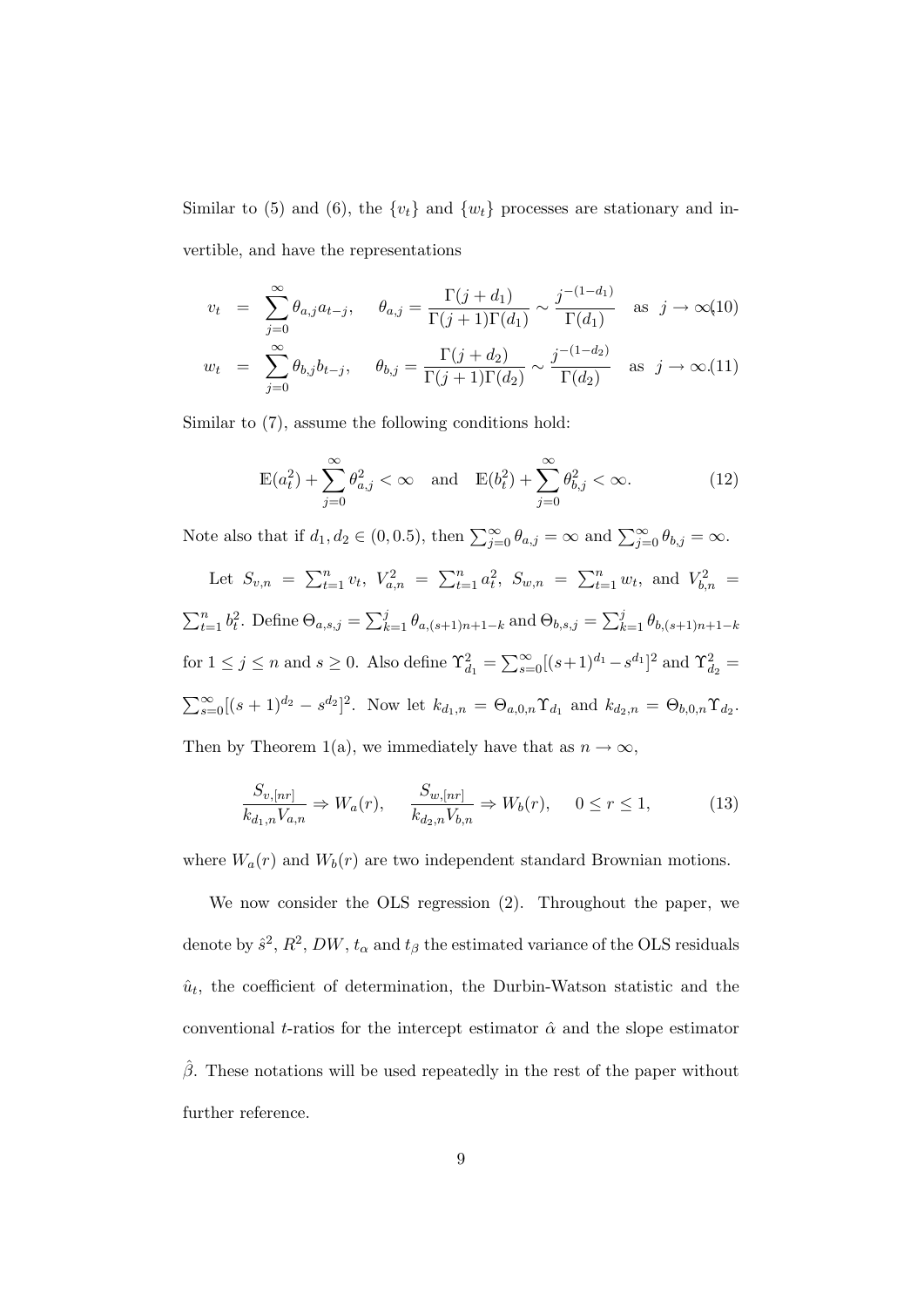Similar to (5) and (6), the $\{v_t\}$ and $\{w_t\}$ processes are stationary and invertible, and have the representations

$$v_t = \sum_{j=0}^{\infty} \theta_{a,j} a_{t-j}, \quad \theta_{a,j} = \frac{\Gamma(j+d_1)}{\Gamma(j+1)\Gamma(d_1)} \sim \frac{j^{-(1-d_1)}}{\Gamma(d_1)} \quad \text{as } j \to \infty, \tag{10}$$

$$w_t = \sum_{j=0}^{\infty} \theta_{b,j} b_{t-j}, \quad \theta_{b,j} = \frac{\Gamma(j+d_2)}{\Gamma(j+1)\Gamma(d_2)} \sim \frac{j^{-(1-d_2)}}{\Gamma(d_2)} \quad \text{as } j \to \infty. \tag{11}$$

Similar to (7), assume the following conditions hold:

$$\mathbb{E}(a_t^2) + \sum_{j=0}^{\infty} \theta_{a,j}^2 < \infty \quad \text{and} \quad \mathbb{E}(b_t^2) + \sum_{j=0}^{\infty} \theta_{b,j}^2 < \infty. \tag{12}$$

Note also that if $d_1, d_2 \in (0, 0.5)$, then $\sum_{j=0}^{\infty} \theta_{a,j} = \infty$ and $\sum_{j=0}^{\infty} \theta_{b,j} = \infty$.

Let $S_{v,n} = \sum_{t=1}^{n} v_t$, $V_{a,n}^2 = \sum_{t=1}^{n} a_t^2$, $S_{w,n} = \sum_{t=1}^{n} w_t$, and $V_{b,n}^2 = \sum_{t=1}^{n} b_t^2$. Define $\Theta_{a,s,j} = \sum_{k=1}^{j} \theta_{a,(s+1)n+1-k}$ and $\Theta_{b,s,j} = \sum_{k=1}^{j} \theta_{b,(s+1)n+1-k}$ for $1 \leq j \leq n$ and $s \geq 0$. Also define $\Upsilon_{d_1}^2 = \sum_{s=0}^{\infty} [(s+1)^{d_1} - s^{d_1}]^2$ and $\Upsilon_{d_2}^2 = \sum_{s=0}^{\infty} [(s+1)^{d_2} - s^{d_2}]^2$. Now let $k_{d_1,n} = \Theta_{a,0,n} \Upsilon_{d_1}$ and $k_{d_2,n} = \Theta_{b,0,n} \Upsilon_{d_2}$. Then by Theorem 1(a), we immediately have that as $n \to \infty$,

$$\frac{S_{v,[nr]}}{k_{d_1,n} V_{a,n}} \Rightarrow W_a(r), \quad \frac{S_{w,[nr]}}{k_{d_2,n} V_{b,n}} \Rightarrow W_b(r), \quad 0 \leq r \leq 1, \tag{13}$$

where $W_a(r)$ and $W_b(r)$ are two independent standard Brownian motions.

We now consider the OLS regression (2). Throughout the paper, we denote by $\hat{s}^2$, $R^2$, $DW$, $t_\alpha$ and $t_\beta$ the estimated variance of the OLS residuals $\hat{u}_t$, the coefficient of determination, the Durbin-Watson statistic and the conventional $t$-ratios for the intercept estimator $\hat{\alpha}$ and the slope estimator $\hat{\beta}$. These notations will be used repeatedly in the rest of the paper without further reference.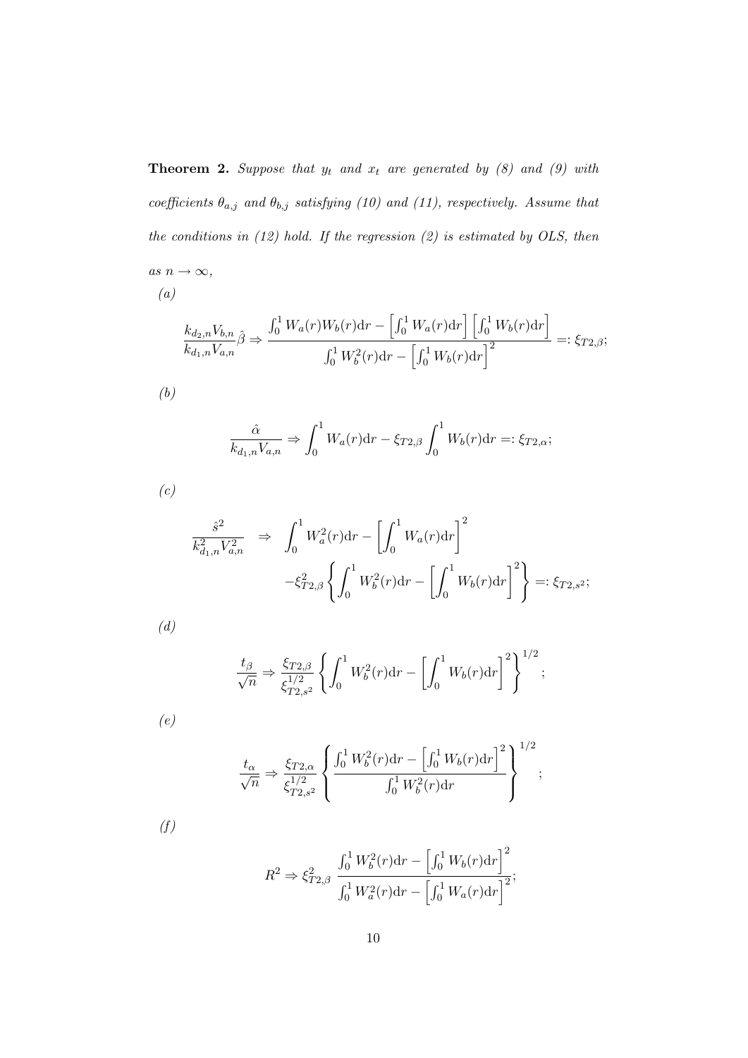**Theorem 2.** *Suppose that $y_t$ and $x_t$ are generated by (8) and (9) with coefficients $\theta_{a,j}$ and $\theta_{b,j}$ satisfying (10) and (11), respectively. Assume that the conditions in (12) hold. If the regression (2) is estimated by OLS, then as $n \to \infty$,*

*(a)*

$$\frac{k_{d_2,n}V_{b,n}}{k_{d_1,n}V_{a,n}}\hat{\beta} \Rightarrow \frac{\int_0^1 W_a(r)W_b(r)\mathrm{d}r - \left[\int_0^1 W_a(r)\mathrm{d}r\right]\left[\int_0^1 W_b(r)\mathrm{d}r\right]}{\int_0^1 W_b^2(r)\mathrm{d}r - \left[\int_0^1 W_b(r)\mathrm{d}r\right]^2} =: \xi_{T2,\beta};$$

*(b)*

$$\frac{\hat{\alpha}}{k_{d_1,n}V_{a,n}} \Rightarrow \int_0^1 W_a(r)\mathrm{d}r - \xi_{T2,\beta}\int_0^1 W_b(r)\mathrm{d}r =: \xi_{T2,\alpha};$$

*(c)*

$$\begin{aligned}\frac{\hat{s}^2}{k_{d_1,n}^2 V_{a,n}^2} \;\Rightarrow\; & \int_0^1 W_a^2(r)\mathrm{d}r - \left[\int_0^1 W_a(r)\mathrm{d}r\right]^2 \\ & -\xi_{T2,\beta}^2\left\{\int_0^1 W_b^2(r)\mathrm{d}r - \left[\int_0^1 W_b(r)\mathrm{d}r\right]^2\right\} =: \xi_{T2,s^2};\end{aligned}$$

*(d)*

$$\frac{t_\beta}{\sqrt{n}} \Rightarrow \frac{\xi_{T2,\beta}}{\xi_{T2,s^2}^{1/2}}\left\{\int_0^1 W_b^2(r)\mathrm{d}r - \left[\int_0^1 W_b(r)\mathrm{d}r\right]^2\right\}^{1/2};$$

*(e)*

$$\frac{t_\alpha}{\sqrt{n}} \Rightarrow \frac{\xi_{T2,\alpha}}{\xi_{T2,s^2}^{1/2}}\left\{\frac{\int_0^1 W_b^2(r)\mathrm{d}r - \left[\int_0^1 W_b(r)\mathrm{d}r\right]^2}{\int_0^1 W_b^2(r)\mathrm{d}r}\right\}^{1/2};$$

*(f)*

$$R^2 \Rightarrow \xi_{T2,\beta}^2\,\frac{\int_0^1 W_b^2(r)\mathrm{d}r - \left[\int_0^1 W_b(r)\mathrm{d}r\right]^2}{\int_0^1 W_a^2(r)\mathrm{d}r - \left[\int_0^1 W_a(r)\mathrm{d}r\right]^2};$$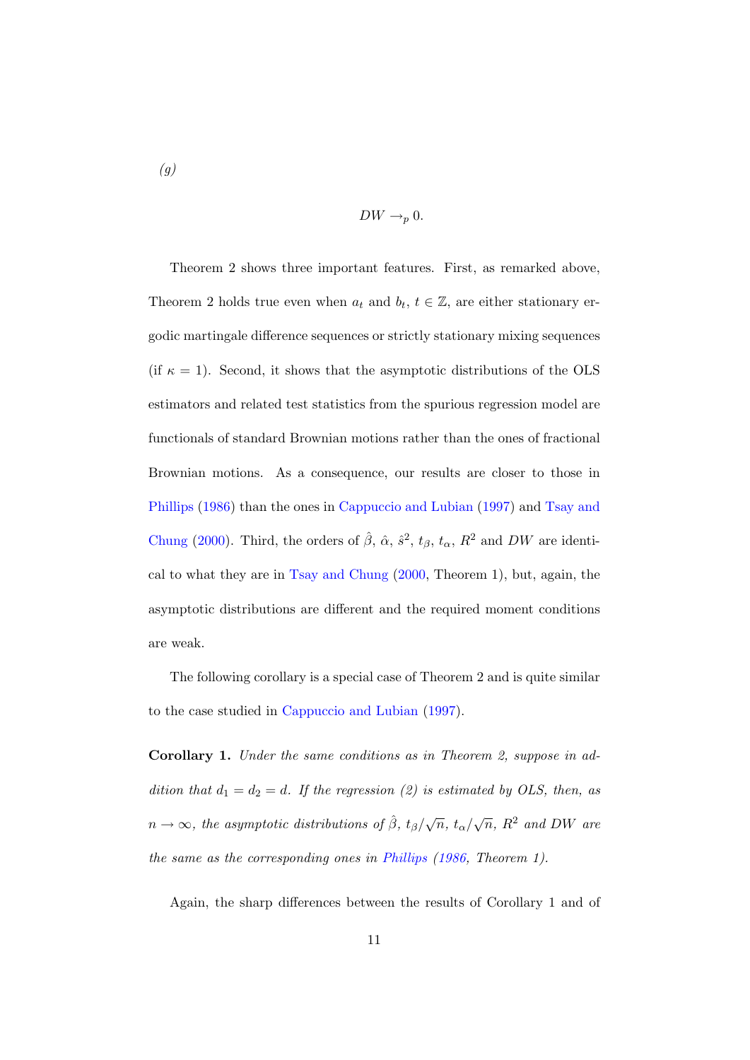*(g)*

$$DW \to_p 0.$$

Theorem 2 shows three important features. First, as remarked above, Theorem 2 holds true even when $a_t$ and $b_t$, $t \in \mathbb{Z}$, are either stationary ergodic martingale difference sequences or strictly stationary mixing sequences (if $\kappa = 1$). Second, it shows that the asymptotic distributions of the OLS estimators and related test statistics from the spurious regression model are functionals of standard Brownian motions rather than the ones of fractional Brownian motions. As a consequence, our results are closer to those in Phillips (1986) than the ones in Cappuccio and Lubian (1997) and Tsay and Chung (2000). Third, the orders of $\hat{\beta}$, $\hat{\alpha}$, $\hat{s}^2$, $t_\beta$, $t_\alpha$, $R^2$ and $DW$ are identical to what they are in Tsay and Chung (2000, Theorem 1), but, again, the asymptotic distributions are different and the required moment conditions are weak.

The following corollary is a special case of Theorem 2 and is quite similar to the case studied in Cappuccio and Lubian (1997).

**Corollary 1.** *Under the same conditions as in Theorem 2, suppose in addition that $d_1 = d_2 = d$. If the regression (2) is estimated by OLS, then, as $n \to \infty$, the asymptotic distributions of $\hat{\beta}$, $t_\beta/\sqrt{n}$, $t_\alpha/\sqrt{n}$, $R^2$ and $DW$ are the same as the corresponding ones in Phillips (1986, Theorem 1).*

Again, the sharp differences between the results of Corollary 1 and of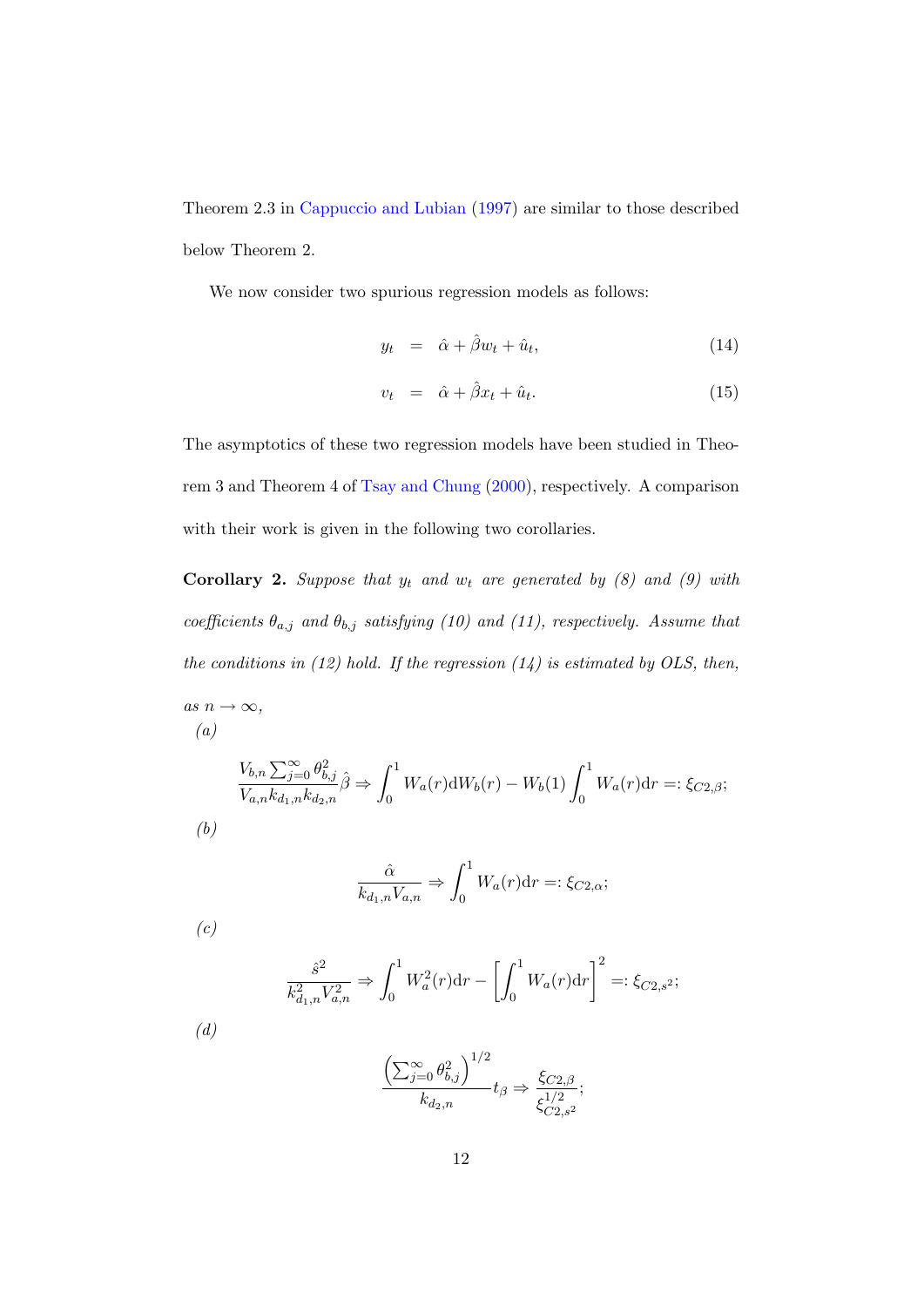Theorem 2.3 in Cappuccio and Lubian (1997) are similar to those described below Theorem 2.

We now consider two spurious regression models as follows:

$$
\begin{aligned}
y_t &= \hat{\alpha} + \hat{\beta} w_t + \hat{u}_t, && (14)\\
v_t &= \hat{\alpha} + \hat{\beta} x_t + \hat{u}_t. && (15)
\end{aligned}
$$

The asymptotics of these two regression models have been studied in Theorem 3 and Theorem 4 of Tsay and Chung (2000), respectively. A comparison with their work is given in the following two corollaries.

**Corollary 2.** *Suppose that $y_t$ and $w_t$ are generated by (8) and (9) with coefficients $\theta_{a,j}$ and $\theta_{b,j}$ satisfying (10) and (11), respectively. Assume that the conditions in (12) hold. If the regression (14) is estimated by OLS, then, as $n \to \infty$,*

*(a)*

$$
\frac{V_{b,n} \sum_{j=0}^{\infty} \theta_{b,j}^2}{V_{a,n} k_{d_1,n} k_{d_2,n}} \hat{\beta} \Rightarrow \int_0^1 W_a(r) \mathrm{d}W_b(r) - W_b(1) \int_0^1 W_a(r) \mathrm{d}r =: \xi_{C2,\beta};
$$

*(b)*

$$
\frac{\hat{\alpha}}{k_{d_1,n} V_{a,n}} \Rightarrow \int_0^1 W_a(r) \mathrm{d}r =: \xi_{C2,\alpha};
$$

*(c)*

$$
\frac{\hat{s}^2}{k_{d_1,n}^2 V_{a,n}^2} \Rightarrow \int_0^1 W_a^2(r) \mathrm{d}r - \left[ \int_0^1 W_a(r) \mathrm{d}r \right]^2 =: \xi_{C2,s^2};
$$

*(d)*

$$
\frac{\left( \sum_{j=0}^{\infty} \theta_{b,j}^2 \right)^{1/2}}{k_{d_2,n}} t_{\beta} \Rightarrow \frac{\xi_{C2,\beta}}{\xi_{C2,s^2}^{1/2}};
$$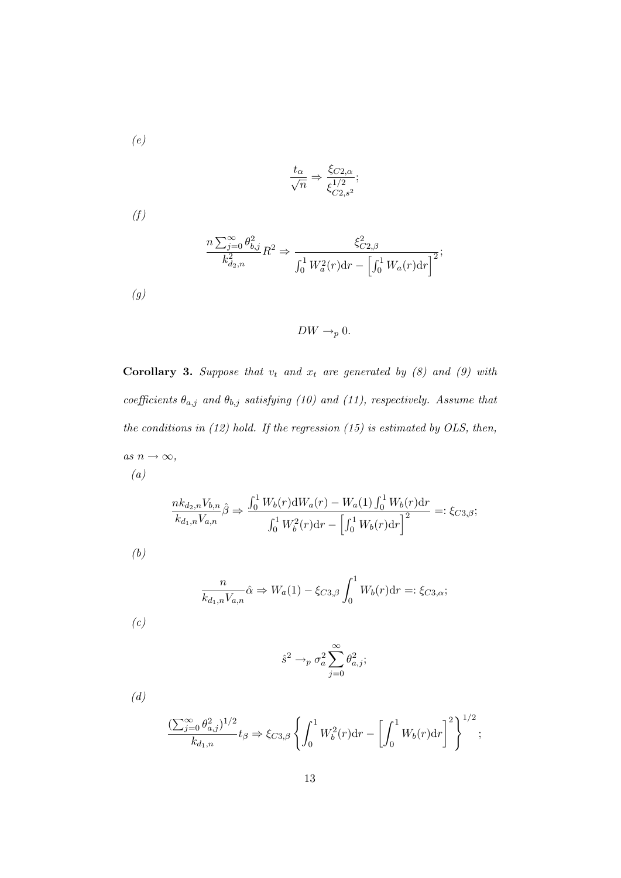*(e)*

$$\frac{t_{\alpha}}{\sqrt{n}} \Rightarrow \frac{\xi_{C2,\alpha}}{\xi_{C2,s^2}^{1/2}};$$

*(f)*

$$\frac{n\sum_{j=0}^{\infty}\theta_{b,j}^2}{k_{d_2,n}^2}R^2 \Rightarrow \frac{\xi_{C2,\beta}^2}{\int_0^1 W_a^2(r)\mathrm{d}r - \left[\int_0^1 W_a(r)\mathrm{d}r\right]^2};$$

*(g)*

$$DW \rightarrow_p 0.$$

**Corollary 3.** *Suppose that $v_t$ and $x_t$ are generated by (8) and (9) with coefficients $\theta_{a,j}$ and $\theta_{b,j}$ satisfying (10) and (11), respectively. Assume that the conditions in (12) hold. If the regression (15) is estimated by OLS, then, as $n \to \infty$,*

*(a)*

$$\frac{nk_{d_2,n}V_{b,n}}{k_{d_1,n}V_{a,n}}\hat{\beta} \Rightarrow \frac{\int_0^1 W_b(r)\mathrm{d}W_a(r) - W_a(1)\int_0^1 W_b(r)\mathrm{d}r}{\int_0^1 W_b^2(r)\mathrm{d}r - \left[\int_0^1 W_b(r)\mathrm{d}r\right]^2} =: \xi_{C3,\beta};$$

*(b)*

$$\frac{n}{k_{d_1,n}V_{a,n}}\hat{\alpha} \Rightarrow W_a(1) - \xi_{C3,\beta}\int_0^1 W_b(r)\mathrm{d}r =: \xi_{C3,\alpha};$$

*(c)*

$$\hat{s}^2 \rightarrow_p \sigma_a^2\sum_{j=0}^{\infty}\theta_{a,j}^2;$$

*(d)*

$$\frac{(\sum_{j=0}^{\infty}\theta_{a,j}^2)^{1/2}}{k_{d_1,n}}t_{\beta} \Rightarrow \xi_{C3,\beta}\left\{\int_0^1 W_b^2(r)\mathrm{d}r - \left[\int_0^1 W_b(r)\mathrm{d}r\right]^2\right\}^{1/2};$$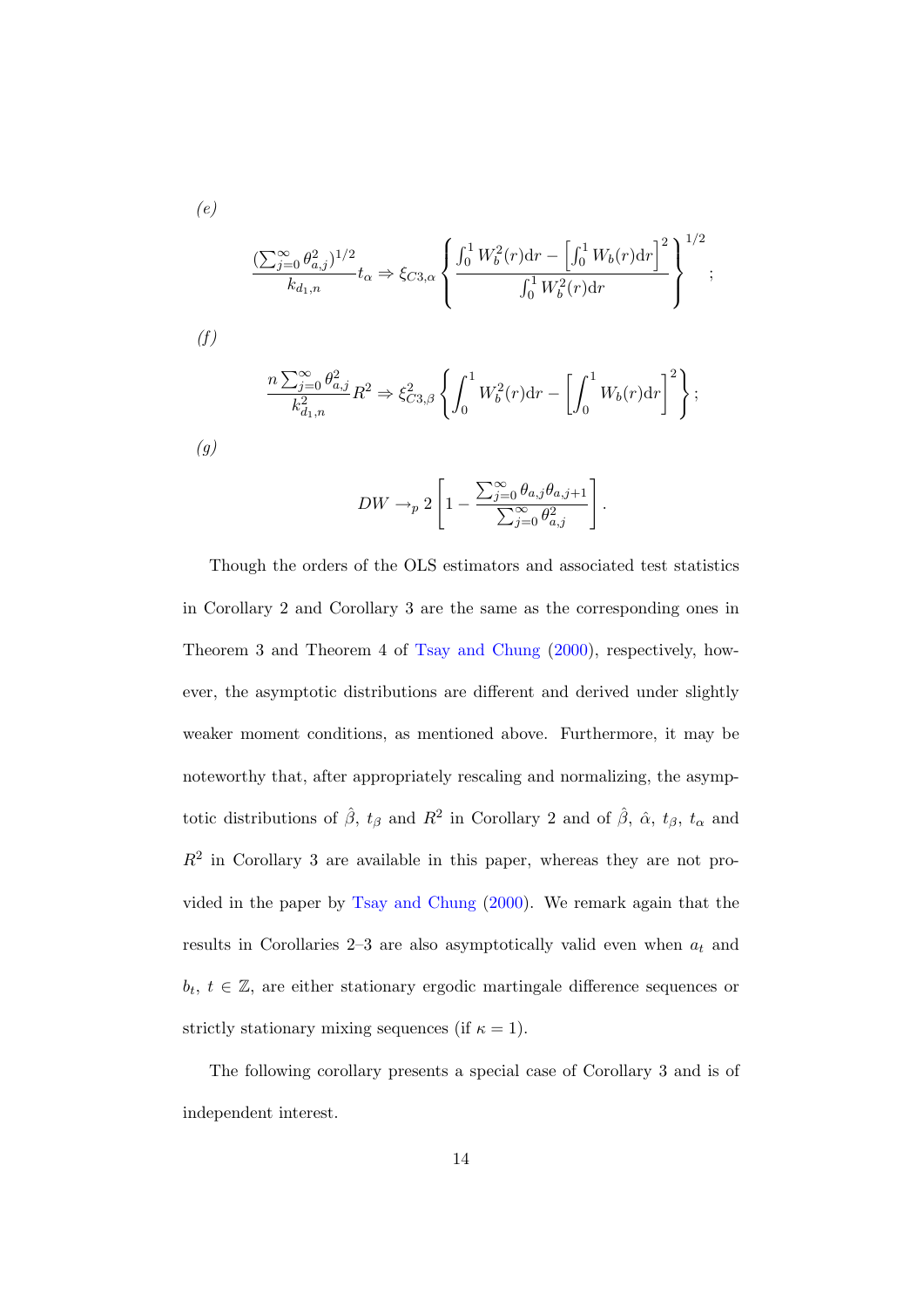*(e)*

$$\frac{(\sum_{j=0}^{\infty}\theta_{a,j}^2)^{1/2}}{k_{d_1,n}}t_\alpha \Rightarrow \xi_{C3,\alpha}\left\{\frac{\int_0^1 W_b^2(r)\mathrm{d}r - \left[\int_0^1 W_b(r)\mathrm{d}r\right]^2}{\int_0^1 W_b^2(r)\mathrm{d}r}\right\}^{1/2};$$

*(f)*

$$\frac{n\sum_{j=0}^{\infty}\theta_{a,j}^2}{k_{d_1,n}^2}R^2 \Rightarrow \xi_{C3,\beta}^2\left\{\int_0^1 W_b^2(r)\mathrm{d}r - \left[\int_0^1 W_b(r)\mathrm{d}r\right]^2\right\};$$

*(g)*

$$DW \rightarrow_p 2\left[1 - \frac{\sum_{j=0}^{\infty}\theta_{a,j}\theta_{a,j+1}}{\sum_{j=0}^{\infty}\theta_{a,j}^2}\right].$$

Though the orders of the OLS estimators and associated test statistics in Corollary 2 and Corollary 3 are the same as the corresponding ones in Theorem 3 and Theorem 4 of Tsay and Chung (2000), respectively, however, the asymptotic distributions are different and derived under slightly weaker moment conditions, as mentioned above. Furthermore, it may be noteworthy that, after appropriately rescaling and normalizing, the asymptotic distributions of $\hat{\beta}$, $t_\beta$ and $R^2$ in Corollary 2 and of $\hat{\beta}$, $\hat{\alpha}$, $t_\beta$, $t_\alpha$ and $R^2$ in Corollary 3 are available in this paper, whereas they are not provided in the paper by Tsay and Chung (2000). We remark again that the results in Corollaries 2–3 are also asymptotically valid even when $a_t$ and $b_t$, $t \in \mathbb{Z}$, are either stationary ergodic martingale difference sequences or strictly stationary mixing sequences (if $\kappa = 1$).

The following corollary presents a special case of Corollary 3 and is of independent interest.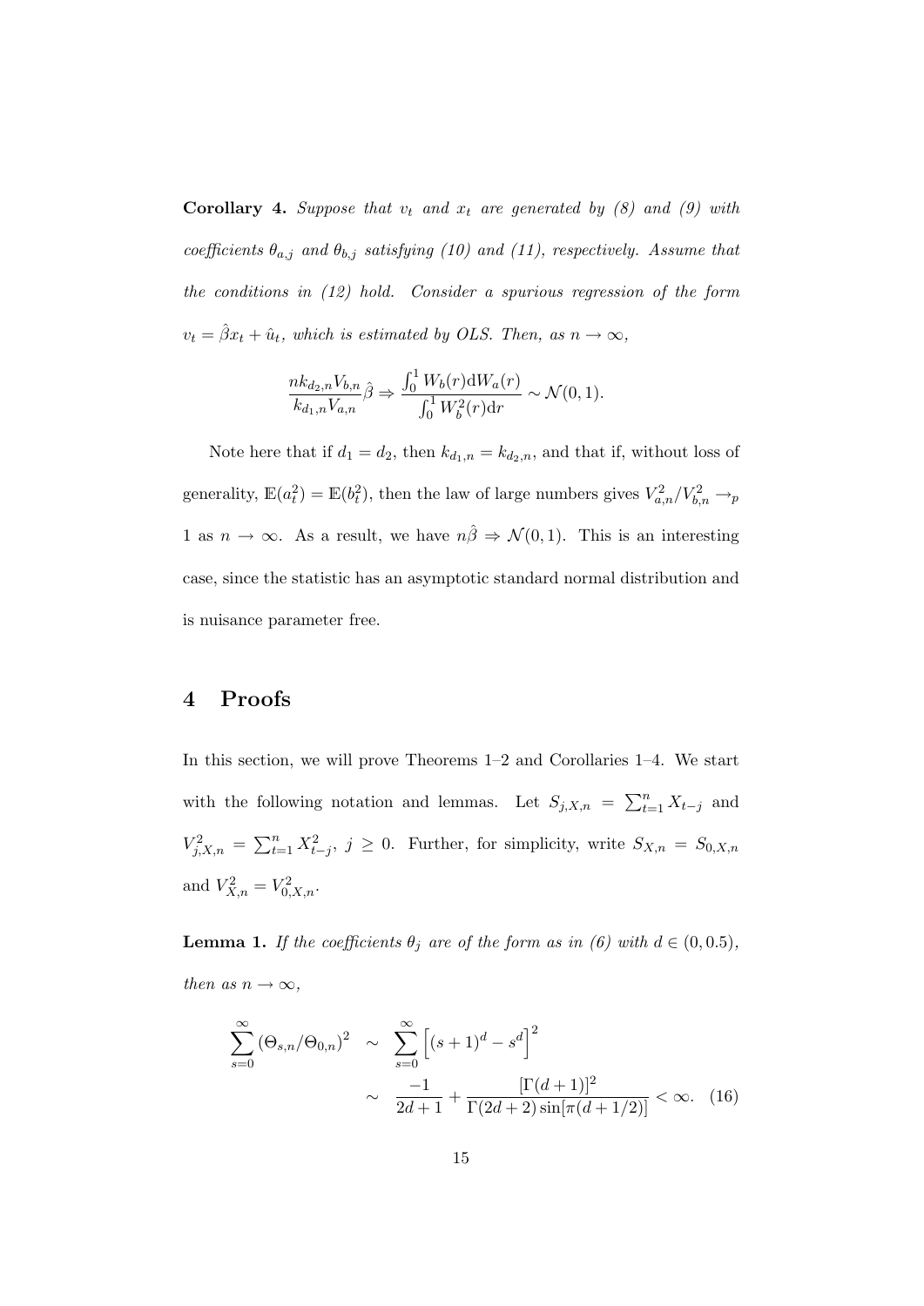**Corollary 4.** *Suppose that $v_t$ and $x_t$ are generated by (8) and (9) with coefficients $\theta_{a,j}$ and $\theta_{b,j}$ satisfying (10) and (11), respectively. Assume that the conditions in (12) hold. Consider a spurious regression of the form $v_t = \hat{\beta}x_t + \hat{u}_t$, which is estimated by OLS. Then, as $n \to \infty$,*

$$\frac{nk_{d_2,n}V_{b,n}}{k_{d_1,n}V_{a,n}}\hat{\beta} \Rightarrow \frac{\int_0^1 W_b(r)\mathrm{d}W_a(r)}{\int_0^1 W_b^2(r)\mathrm{d}r} \sim \mathcal{N}(0,1).$$

Note here that if $d_1 = d_2$, then $k_{d_1,n} = k_{d_2,n}$, and that if, without loss of generality, $\mathbb{E}(a_t^2) = \mathbb{E}(b_t^2)$, then the law of large numbers gives $V_{a,n}^2/V_{b,n}^2 \to_p 1$ as $n \to \infty$. As a result, we have $n\hat{\beta} \Rightarrow \mathcal{N}(0,1)$. This is an interesting case, since the statistic has an asymptotic standard normal distribution and is nuisance parameter free.

## 4 Proofs

In this section, we will prove Theorems 1–2 and Corollaries 1–4. We start with the following notation and lemmas. Let $S_{j,X,n} = \sum_{t=1}^n X_{t-j}$ and $V_{j,X,n}^2 = \sum_{t=1}^n X_{t-j}^2$, $j \geq 0$. Further, for simplicity, write $S_{X,n} = S_{0,X,n}$ and $V_{X,n}^2 = V_{0,X,n}^2$.

**Lemma 1.** *If the coefficients $\theta_j$ are of the form as in (6) with $d \in (0, 0.5)$, then as $n \to \infty$,*

$$\begin{aligned}\sum_{s=0}^{\infty}(\Theta_{s,n}/\Theta_{0,n})^2 &\sim \sum_{s=0}^{\infty}\Big[(s+1)^d - s^d\Big]^2 \\ &\sim \frac{-1}{2d+1} + \frac{[\Gamma(d+1)]^2}{\Gamma(2d+2)\sin[\pi(d+1/2)]} < \infty. \quad (16)\end{aligned}$$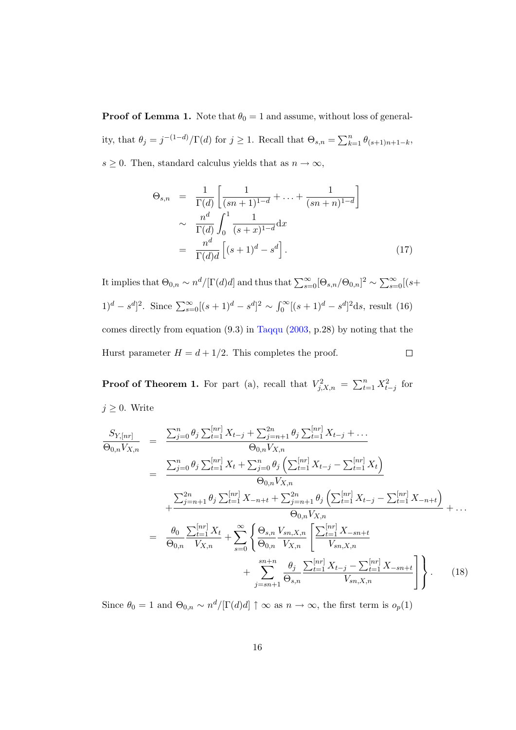**Proof of Lemma 1.** Note that $\theta_0 = 1$ and assume, without loss of generality, that $\theta_j = j^{-(1-d)}/\Gamma(d)$ for $j \geq 1$. Recall that $\Theta_{s,n} = \sum_{k=1}^{n} \theta_{(s+1)n+1-k}$, $s \geq 0$. Then, standard calculus yields that as $n \to \infty$,

$$
\begin{aligned}
\Theta_{s,n} &= \frac{1}{\Gamma(d)} \left[ \frac{1}{(sn+1)^{1-d}} + \ldots + \frac{1}{(sn+n)^{1-d}} \right] \\
&\sim \frac{n^d}{\Gamma(d)} \int_0^1 \frac{1}{(s+x)^{1-d}} \mathrm{d}x \\
&= \frac{n^d}{\Gamma(d)d} \left[ (s+1)^d - s^d \right].
\end{aligned} \tag{17}
$$

It implies that $\Theta_{0,n} \sim n^d/[\Gamma(d)d]$ and thus that $\sum_{s=0}^{\infty} [\Theta_{s,n}/\Theta_{0,n}]^2 \sim \sum_{s=0}^{\infty} [(s+1)^d - s^d]^2$. Since $\sum_{s=0}^{\infty} [(s+1)^d - s^d]^2 \sim \int_0^{\infty} [(s+1)^d - s^d]^2 \mathrm{d}s$, result (16) comes directly from equation (9.3) in Taqqu (2003, p.28) by noting that the Hurst parameter $H = d + 1/2$. This completes the proof. $\square$

**Proof of Theorem 1.** For part (a), recall that $V_{j,X,n}^2 = \sum_{t=1}^{n} X_{t-j}^2$ for $j \geq 0$. Write

$$
\begin{aligned}
\frac{S_{Y,[nr]}}{\Theta_{0,n} V_{X,n}} &= \frac{\sum_{j=0}^{n} \theta_j \sum_{t=1}^{[nr]} X_{t-j} + \sum_{j=n+1}^{2n} \theta_j \sum_{t=1}^{[nr]} X_{t-j} + \ldots}{\Theta_{0,n} V_{X,n}} \\
&= \frac{\sum_{j=0}^{n} \theta_j \sum_{t=1}^{[nr]} X_t + \sum_{j=0}^{n} \theta_j \left( \sum_{t=1}^{[nr]} X_{t-j} - \sum_{t=1}^{[nr]} X_t \right)}{\Theta_{0,n} V_{X,n}} \\
&\quad + \frac{\sum_{j=n+1}^{2n} \theta_j \sum_{t=1}^{[nr]} X_{-n+t} + \sum_{j=n+1}^{2n} \theta_j \left( \sum_{t=1}^{[nr]} X_{t-j} - \sum_{t=1}^{[nr]} X_{-n+t} \right)}{\Theta_{0,n} V_{X,n}} + \ldots \\
&= \frac{\theta_0}{\Theta_{0,n}} \frac{\sum_{t=1}^{[nr]} X_t}{V_{X,n}} + \sum_{s=0}^{\infty} \left\{ \frac{\Theta_{s,n}}{\Theta_{0,n}} \frac{V_{sn,X,n}}{V_{X,n}} \left[ \frac{\sum_{t=1}^{[nr]} X_{-sn+t}}{V_{sn,X,n}} \right. \right. \\
&\quad \left. \left. + \sum_{j=sn+1}^{sn+n} \frac{\theta_j}{\Theta_{s,n}} \frac{\sum_{t=1}^{[nr]} X_{t-j} - \sum_{t=1}^{[nr]} X_{-sn+t}}{V_{sn,X,n}} \right] \right\}.
\end{aligned} \tag{18}
$$

Since $\theta_0 = 1$ and $\Theta_{0,n} \sim n^d/[\Gamma(d)d] \uparrow \infty$ as $n \to \infty$, the first term is $o_p(1)$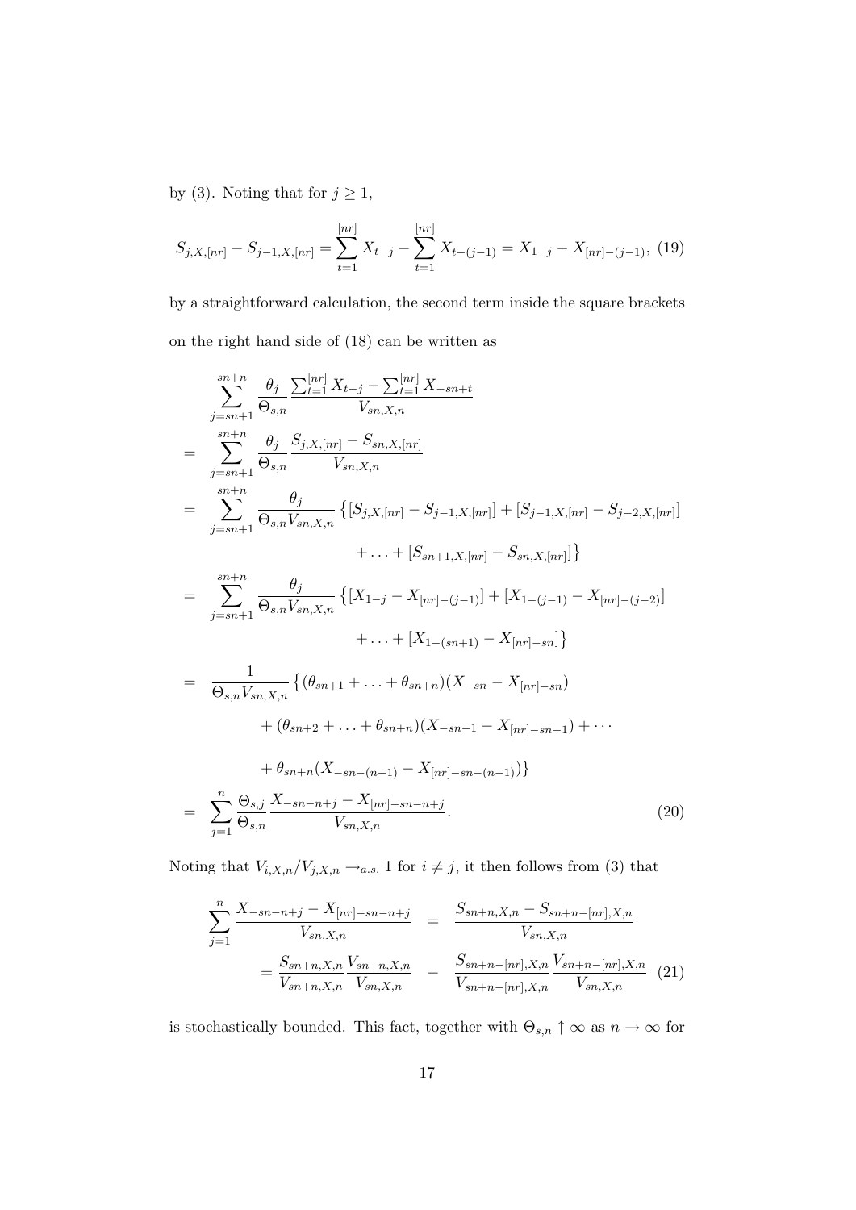by (3). Noting that for $j \geq 1$,

$$S_{j,X,[nr]} - S_{j-1,X,[nr]} = \sum_{t=1}^{[nr]} X_{t-j} - \sum_{t=1}^{[nr]} X_{t-(j-1)} = X_{1-j} - X_{[nr]-(j-1)}, \tag{19}$$

by a straightforward calculation, the second term inside the square brackets on the right hand side of (18) can be written as

$$\begin{aligned}
& \sum_{j=sn+1}^{sn+n} \frac{\theta_j}{\Theta_{s,n}} \frac{\sum_{t=1}^{[nr]} X_{t-j} - \sum_{t=1}^{[nr]} X_{-sn+t}}{V_{sn,X,n}} \\
= & \sum_{j=sn+1}^{sn+n} \frac{\theta_j}{\Theta_{s,n}} \frac{S_{j,X,[nr]} - S_{sn,X,[nr]}}{V_{sn,X,n}} \\
= & \sum_{j=sn+1}^{sn+n} \frac{\theta_j}{\Theta_{s,n} V_{sn,X,n}} \big\{ [S_{j,X,[nr]} - S_{j-1,X,[nr]}] + [S_{j-1,X,[nr]} - S_{j-2,X,[nr]}] \\
& \qquad + \ldots + [S_{sn+1,X,[nr]} - S_{sn,X,[nr]}] \big\} \\
= & \sum_{j=sn+1}^{sn+n} \frac{\theta_j}{\Theta_{s,n} V_{sn,X,n}} \big\{ [X_{1-j} - X_{[nr]-(j-1)}] + [X_{1-(j-1)} - X_{[nr]-(j-2)}] \\
& \qquad + \ldots + [X_{1-(sn+1)} - X_{[nr]-sn}] \big\} \\
= & \frac{1}{\Theta_{s,n} V_{sn,X,n}} \big\{ (\theta_{sn+1} + \ldots + \theta_{sn+n})(X_{-sn} - X_{[nr]-sn}) \\
& \qquad + (\theta_{sn+2} + \ldots + \theta_{sn+n})(X_{-sn-1} - X_{[nr]-sn-1}) + \cdots \\
& \qquad + \theta_{sn+n}(X_{-sn-(n-1)} - X_{[nr]-sn-(n-1)}) \big\} \\
= & \sum_{j=1}^{n} \frac{\Theta_{s,j}}{\Theta_{s,n}} \frac{X_{-sn-n+j} - X_{[nr]-sn-n+j}}{V_{sn,X,n}}.
\end{aligned} \tag{20}$$

Noting that $V_{i,X,n}/V_{j,X,n} \to_{a.s.} 1$ for $i \neq j$, it then follows from (3) that

$$\begin{aligned}
\sum_{j=1}^{n} \frac{X_{-sn-n+j} - X_{[nr]-sn-n+j}}{V_{sn,X,n}} &= \frac{S_{sn+n,X,n} - S_{sn+n-[nr],X,n}}{V_{sn,X,n}} \\
&= \frac{S_{sn+n,X,n}}{V_{sn+n,X,n}} \frac{V_{sn+n,X,n}}{V_{sn,X,n}} - \frac{S_{sn+n-[nr],X,n}}{V_{sn+n-[nr],X,n}} \frac{V_{sn+n-[nr],X,n}}{V_{sn,X,n}}
\end{aligned} \tag{21}$$

is stochastically bounded. This fact, together with $\Theta_{s,n} \uparrow \infty$ as $n \to \infty$ for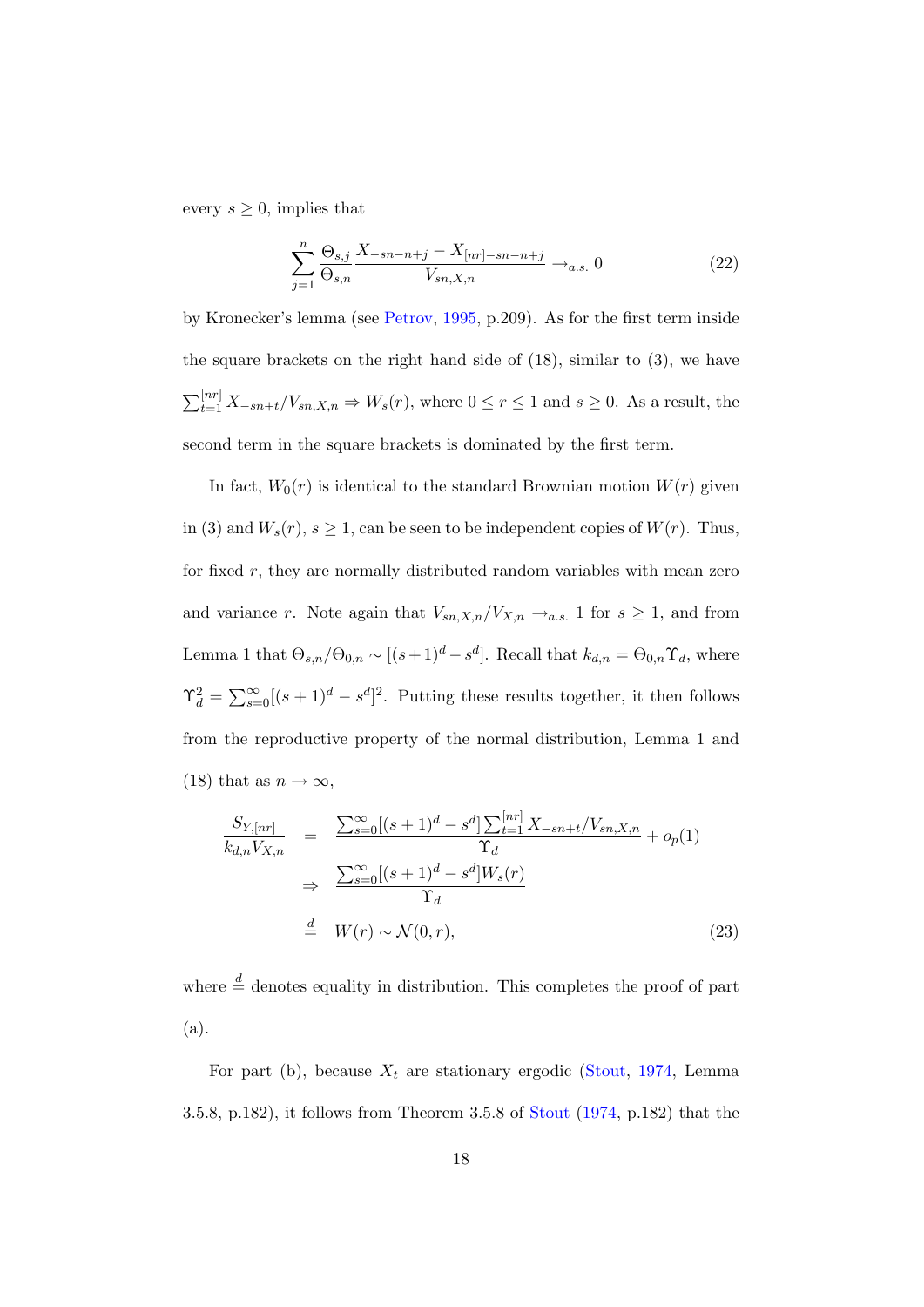every $s \geq 0$, implies that

$$\sum_{j=1}^{n} \frac{\Theta_{s,j}}{\Theta_{s,n}} \frac{X_{-sn-n+j} - X_{[nr]-sn-n+j}}{V_{sn,X,n}} \to_{a.s.} 0 \tag{22}$$

by Kronecker's lemma (see Petrov, 1995, p.209). As for the first term inside the square brackets on the right hand side of (18), similar to (3), we have $\sum_{t=1}^{[nr]} X_{-sn+t}/V_{sn,X,n} \Rightarrow W_s(r)$, where $0 \leq r \leq 1$ and $s \geq 0$. As a result, the second term in the square brackets is dominated by the first term.

In fact, $W_0(r)$ is identical to the standard Brownian motion $W(r)$ given in (3) and $W_s(r)$, $s \geq 1$, can be seen to be independent copies of $W(r)$. Thus, for fixed $r$, they are normally distributed random variables with mean zero and variance $r$. Note again that $V_{sn,X,n}/V_{X,n} \to_{a.s.} 1$ for $s \geq 1$, and from Lemma 1 that $\Theta_{s,n}/\Theta_{0,n} \sim [(s+1)^d - s^d]$. Recall that $k_{d,n} = \Theta_{0,n}\Upsilon_d$, where $\Upsilon_d^2 = \sum_{s=0}^{\infty}[(s+1)^d - s^d]^2$. Putting these results together, it then follows from the reproductive property of the normal distribution, Lemma 1 and (18) that as $n \to \infty$,

$$\begin{aligned}
\frac{S_{Y,[nr]}}{k_{d,n}V_{X,n}} &= \frac{\sum_{s=0}^{\infty}[(s+1)^d - s^d]\sum_{t=1}^{[nr]} X_{-sn+t}/V_{sn,X,n}}{\Upsilon_d} + o_p(1) \\
&\Rightarrow \frac{\sum_{s=0}^{\infty}[(s+1)^d - s^d]W_s(r)}{\Upsilon_d} \\
&\overset{d}{=} W(r) \sim \mathcal{N}(0, r),
\end{aligned} \tag{23}$$

where $\overset{d}{=}$ denotes equality in distribution. This completes the proof of part (a).

For part (b), because $X_t$ are stationary ergodic (Stout, 1974, Lemma 3.5.8, p.182), it follows from Theorem 3.5.8 of Stout (1974, p.182) that the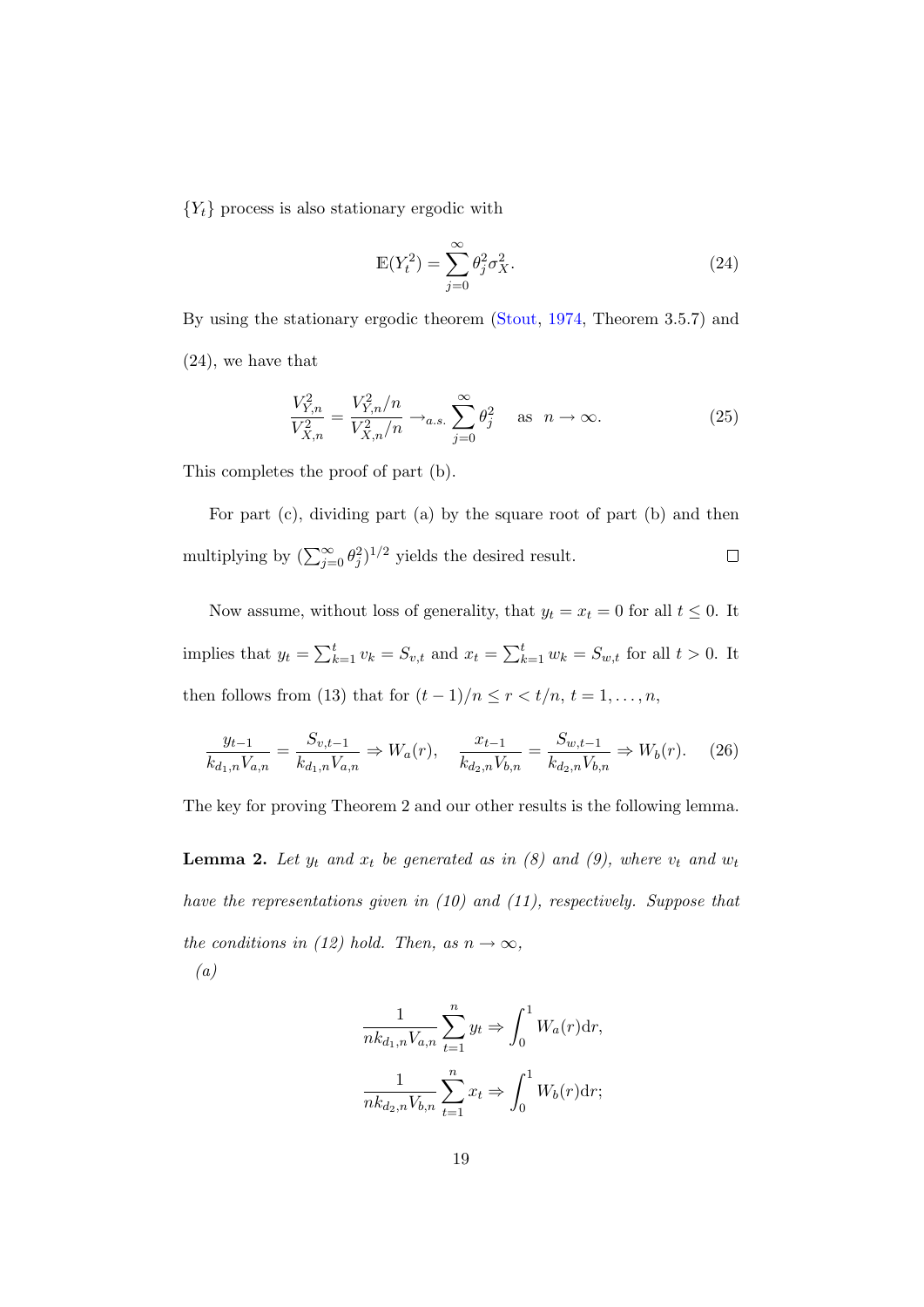$\{Y_t\}$ process is also stationary ergodic with

$$\mathbb{E}(Y_t^2) = \sum_{j=0}^{\infty} \theta_j^2 \sigma_X^2. \tag{24}$$

By using the stationary ergodic theorem (Stout, 1974, Theorem 3.5.7) and (24), we have that

$$\frac{V_{Y,n}^2}{V_{X,n}^2} = \frac{V_{Y,n}^2/n}{V_{X,n}^2/n} \to_{a.s.} \sum_{j=0}^{\infty} \theta_j^2 \quad \text{as} \quad n \to \infty. \tag{25}$$

This completes the proof of part (b).

For part (c), dividing part (a) by the square root of part (b) and then multiplying by $(\sum_{j=0}^{\infty} \theta_j^2)^{1/2}$ yields the desired result. $\square$

Now assume, without loss of generality, that $y_t = x_t = 0$ for all $t \leq 0$. It implies that $y_t = \sum_{k=1}^{t} v_k = S_{v,t}$ and $x_t = \sum_{k=1}^{t} w_k = S_{w,t}$ for all $t > 0$. It then follows from (13) that for $(t-1)/n \leq r < t/n$, $t = 1, \ldots, n$,

$$\frac{y_{t-1}}{k_{d_1,n} V_{a,n}} = \frac{S_{v,t-1}}{k_{d_1,n} V_{a,n}} \Rightarrow W_a(r), \quad \frac{x_{t-1}}{k_{d_2,n} V_{b,n}} = \frac{S_{w,t-1}}{k_{d_2,n} V_{b,n}} \Rightarrow W_b(r). \tag{26}$$

The key for proving Theorem 2 and our other results is the following lemma.

**Lemma 2.** *Let $y_t$ and $x_t$ be generated as in (8) and (9), where $v_t$ and $w_t$ have the representations given in (10) and (11), respectively. Suppose that the conditions in (12) hold. Then, as $n \to \infty$,*

*(a)*

$$\frac{1}{n k_{d_1,n} V_{a,n}} \sum_{t=1}^{n} y_t \Rightarrow \int_0^1 W_a(r) \mathrm{d}r,$$

$$\frac{1}{n k_{d_2,n} V_{b,n}} \sum_{t=1}^{n} x_t \Rightarrow \int_0^1 W_b(r) \mathrm{d}r;$$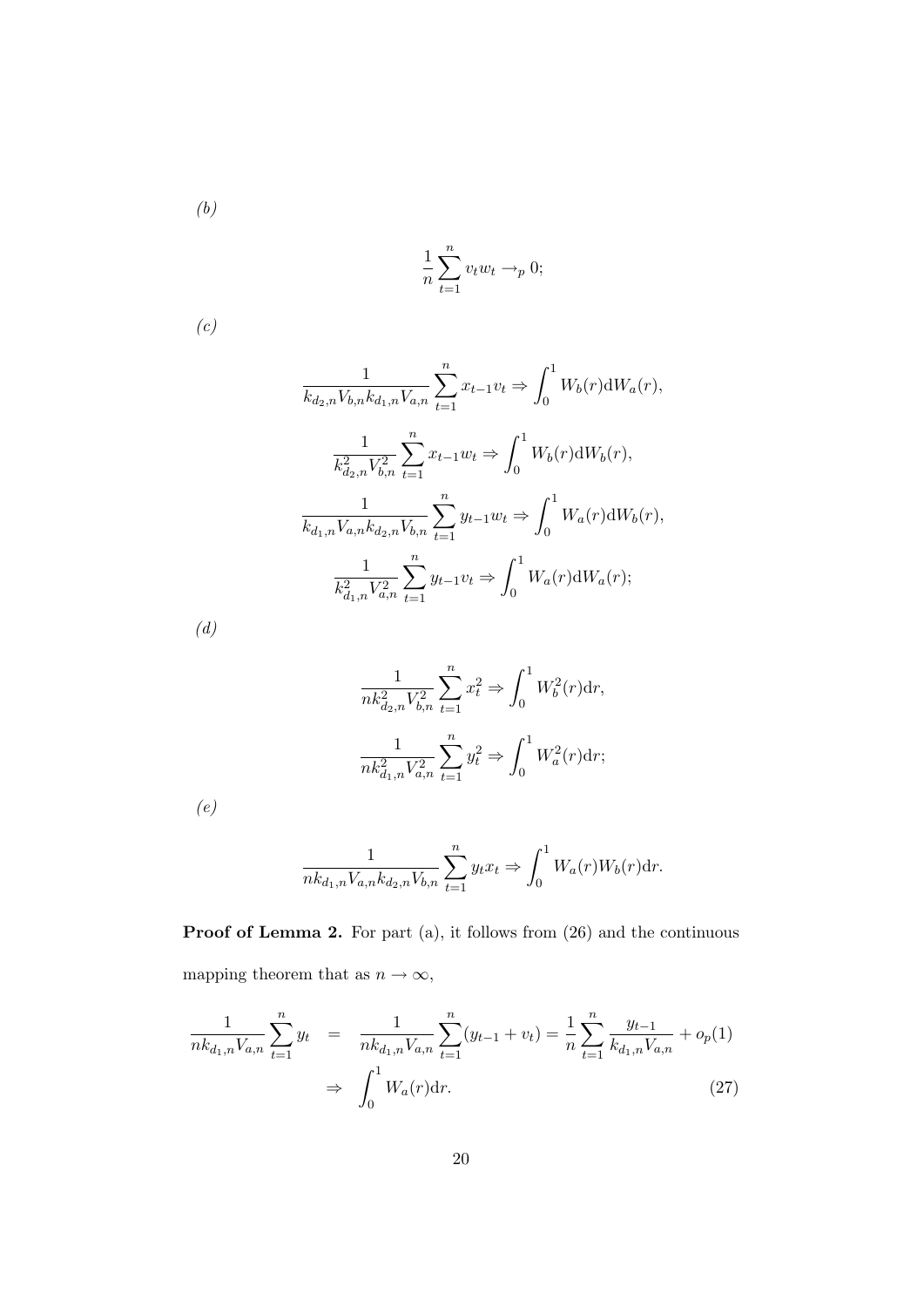*(b)*

$$\frac{1}{n}\sum_{t=1}^{n} v_t w_t \to_p 0;$$

*(c)*

$$\frac{1}{k_{d_2,n}V_{b,n}k_{d_1,n}V_{a,n}}\sum_{t=1}^{n} x_{t-1}v_t \Rightarrow \int_0^1 W_b(r)\mathrm{d}W_a(r),$$

$$\frac{1}{k_{d_2,n}^2 V_{b,n}^2}\sum_{t=1}^{n} x_{t-1}w_t \Rightarrow \int_0^1 W_b(r)\mathrm{d}W_b(r),$$

$$\frac{1}{k_{d_1,n}V_{a,n}k_{d_2,n}V_{b,n}}\sum_{t=1}^{n} y_{t-1}w_t \Rightarrow \int_0^1 W_a(r)\mathrm{d}W_b(r),$$

$$\frac{1}{k_{d_1,n}^2 V_{a,n}^2}\sum_{t=1}^{n} y_{t-1}v_t \Rightarrow \int_0^1 W_a(r)\mathrm{d}W_a(r);$$

*(d)*

$$\frac{1}{nk_{d_2,n}^2 V_{b,n}^2}\sum_{t=1}^{n} x_t^2 \Rightarrow \int_0^1 W_b^2(r)\mathrm{d}r,$$

$$\frac{1}{nk_{d_1,n}^2 V_{a,n}^2}\sum_{t=1}^{n} y_t^2 \Rightarrow \int_0^1 W_a^2(r)\mathrm{d}r;$$

*(e)*

$$\frac{1}{nk_{d_1,n}V_{a,n}k_{d_2,n}V_{b,n}}\sum_{t=1}^{n} y_t x_t \Rightarrow \int_0^1 W_a(r)W_b(r)\mathrm{d}r.$$

**Proof of Lemma 2.** For part (a), it follows from (26) and the continuous mapping theorem that as $n \to \infty$,

$$\begin{aligned}
\frac{1}{nk_{d_1,n}V_{a,n}}\sum_{t=1}^{n} y_t &= \frac{1}{nk_{d_1,n}V_{a,n}}\sum_{t=1}^{n}(y_{t-1}+v_t) = \frac{1}{n}\sum_{t=1}^{n}\frac{y_{t-1}}{k_{d_1,n}V_{a,n}} + o_p(1) \\
&\Rightarrow \int_0^1 W_a(r)\mathrm{d}r. \qquad (27)
\end{aligned}$$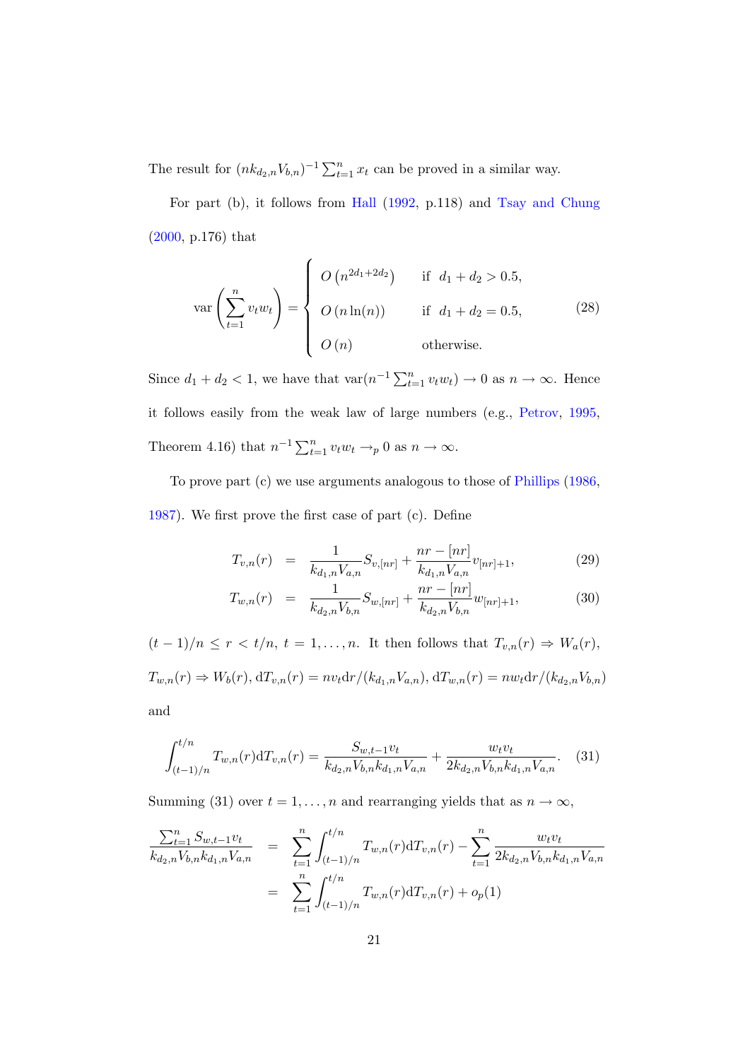The result for $(nk_{d_2,n}V_{b,n})^{-1}\sum_{t=1}^{n} x_t$ can be proved in a similar way.

For part (b), it follows from Hall (1992, p.118) and Tsay and Chung (2000, p.176) that

$$
\operatorname{var}\left(\sum_{t=1}^{n} v_t w_t\right) = \begin{cases} O\left(n^{2d_1+2d_2}\right) & \text{if } \ d_1 + d_2 > 0.5, \\ O\left(n \ln(n)\right) & \text{if } \ d_1 + d_2 = 0.5, \\ O\left(n\right) & \text{otherwise.} \end{cases} \tag{28}
$$

Since $d_1 + d_2 < 1$, we have that $\operatorname{var}(n^{-1}\sum_{t=1}^{n} v_t w_t) \to 0$ as $n \to \infty$. Hence it follows easily from the weak law of large numbers (e.g., Petrov, 1995, Theorem 4.16) that $n^{-1}\sum_{t=1}^{n} v_t w_t \to_p 0$ as $n \to \infty$.

To prove part (c) we use arguments analogous to those of Phillips (1986, 1987). We first prove the first case of part (c). Define

$$
T_{v,n}(r) = \frac{1}{k_{d_1,n}V_{a,n}} S_{v,[nr]} + \frac{nr - [nr]}{k_{d_1,n}V_{a,n}} v_{[nr]+1}, \tag{29}
$$

$$
T_{w,n}(r) = \frac{1}{k_{d_2,n}V_{b,n}} S_{w,[nr]} + \frac{nr - [nr]}{k_{d_2,n}V_{b,n}} w_{[nr]+1}, \tag{30}
$$

$(t-1)/n \leq r < t/n$, $t = 1, \ldots, n$. It then follows that $T_{v,n}(r) \Rightarrow W_a(r)$, $T_{w,n}(r) \Rightarrow W_b(r)$, $\mathrm{d}T_{v,n}(r) = nv_t \mathrm{d}r/(k_{d_1,n}V_{a,n})$, $\mathrm{d}T_{w,n}(r) = nw_t \mathrm{d}r/(k_{d_2,n}V_{b,n})$ and

$$
\int_{(t-1)/n}^{t/n} T_{w,n}(r)\mathrm{d}T_{v,n}(r) = \frac{S_{w,t-1}v_t}{k_{d_2,n}V_{b,n}k_{d_1,n}V_{a,n}} + \frac{w_t v_t}{2k_{d_2,n}V_{b,n}k_{d_1,n}V_{a,n}}. \tag{31}
$$

Summing (31) over $t = 1, \ldots, n$ and rearranging yields that as $n \to \infty$,

$$
\begin{aligned}
\frac{\sum_{t=1}^{n} S_{w,t-1}v_t}{k_{d_2,n}V_{b,n}k_{d_1,n}V_{a,n}} &= \sum_{t=1}^{n}\int_{(t-1)/n}^{t/n} T_{w,n}(r)\mathrm{d}T_{v,n}(r) - \sum_{t=1}^{n}\frac{w_t v_t}{2k_{d_2,n}V_{b,n}k_{d_1,n}V_{a,n}} \\
&= \sum_{t=1}^{n}\int_{(t-1)/n}^{t/n} T_{w,n}(r)\mathrm{d}T_{v,n}(r) + o_p(1)
\end{aligned}
$$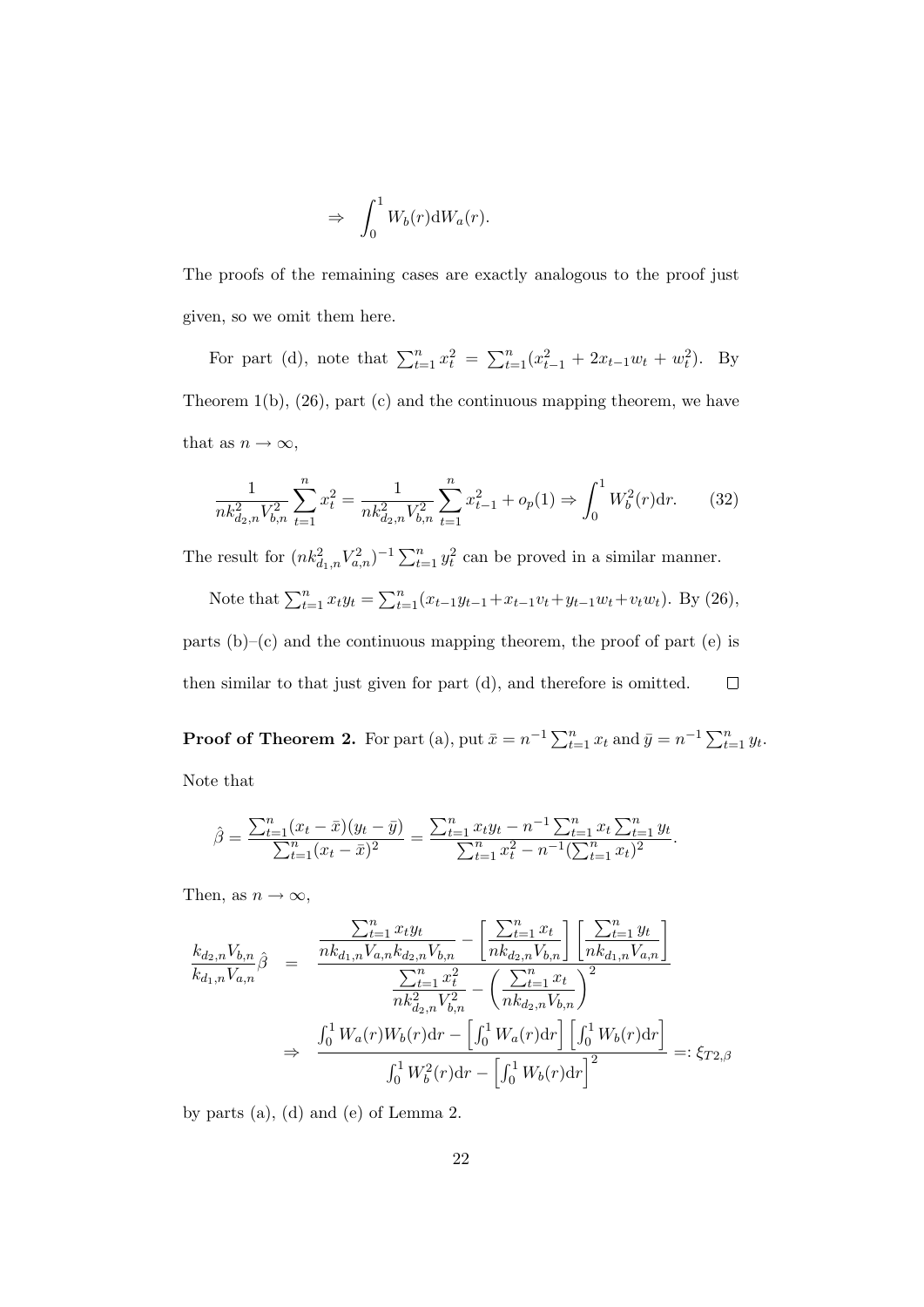$$\Rightarrow \int_0^1 W_b(r)\mathrm{d}W_a(r).$$

The proofs of the remaining cases are exactly analogous to the proof just given, so we omit them here.

For part (d), note that $\sum_{t=1}^n x_t^2 = \sum_{t=1}^n (x_{t-1}^2 + 2x_{t-1}w_t + w_t^2)$. By Theorem 1(b), (26), part (c) and the continuous mapping theorem, we have that as $n \to \infty$,

$$\frac{1}{nk_{d_2,n}^2 V_{b,n}^2} \sum_{t=1}^n x_t^2 = \frac{1}{nk_{d_2,n}^2 V_{b,n}^2} \sum_{t=1}^n x_{t-1}^2 + o_p(1) \Rightarrow \int_0^1 W_b^2(r)\mathrm{d}r. \qquad (32)$$

The result for $(nk_{d_1,n}^2 V_{a,n}^2)^{-1} \sum_{t=1}^n y_t^2$ can be proved in a similar manner.

Note that $\sum_{t=1}^n x_t y_t = \sum_{t=1}^n (x_{t-1}y_{t-1} + x_{t-1}v_t + y_{t-1}w_t + v_t w_t)$. By (26), parts (b)–(c) and the continuous mapping theorem, the proof of part (e) is then similar to that just given for part (d), and therefore is omitted. $\square$

**Proof of Theorem 2.** For part (a), put $\bar{x} = n^{-1}\sum_{t=1}^n x_t$ and $\bar{y} = n^{-1}\sum_{t=1}^n y_t$. Note that

$$\hat{\beta} = \frac{\sum_{t=1}^n (x_t - \bar{x})(y_t - \bar{y})}{\sum_{t=1}^n (x_t - \bar{x})^2} = \frac{\sum_{t=1}^n x_t y_t - n^{-1}\sum_{t=1}^n x_t \sum_{t=1}^n y_t}{\sum_{t=1}^n x_t^2 - n^{-1}(\sum_{t=1}^n x_t)^2}.$$

Then, as $n \to \infty$,

$$\begin{aligned}
\frac{k_{d_2,n}V_{b,n}}{k_{d_1,n}V_{a,n}}\hat{\beta} &= \frac{\dfrac{\sum_{t=1}^n x_t y_t}{nk_{d_1,n}V_{a,n}k_{d_2,n}V_{b,n}} - \left[\dfrac{\sum_{t=1}^n x_t}{nk_{d_2,n}V_{b,n}}\right]\left[\dfrac{\sum_{t=1}^n y_t}{nk_{d_1,n}V_{a,n}}\right]}{\dfrac{\sum_{t=1}^n x_t^2}{nk_{d_2,n}^2 V_{b,n}^2} - \left(\dfrac{\sum_{t=1}^n x_t}{nk_{d_2,n}V_{b,n}}\right)^2} \\
&\Rightarrow \frac{\int_0^1 W_a(r)W_b(r)\mathrm{d}r - \left[\int_0^1 W_a(r)\mathrm{d}r\right]\left[\int_0^1 W_b(r)\mathrm{d}r\right]}{\int_0^1 W_b^2(r)\mathrm{d}r - \left[\int_0^1 W_b(r)\mathrm{d}r\right]^2} =: \xi_{T2,\beta}
\end{aligned}$$

by parts (a), (d) and (e) of Lemma 2.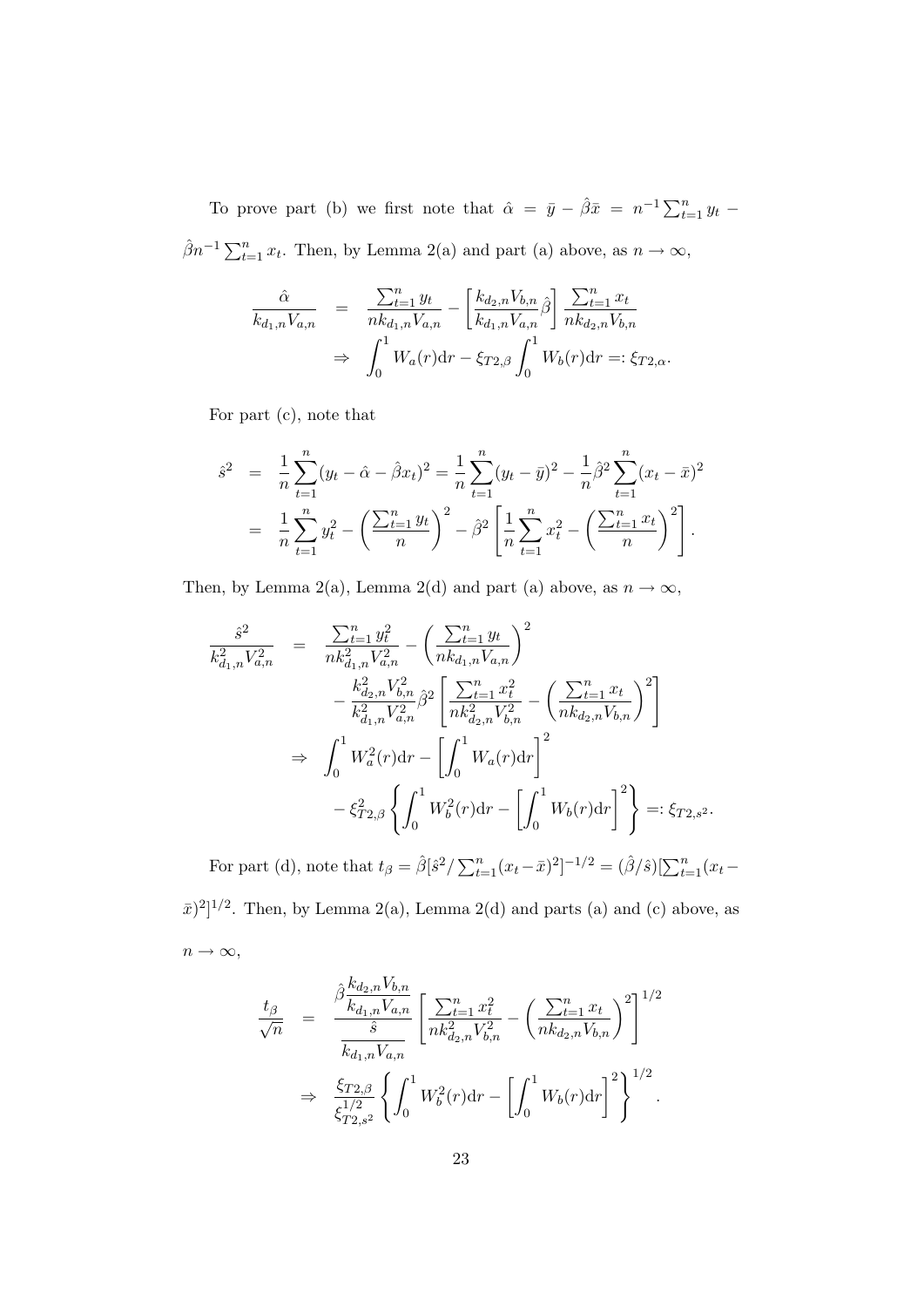To prove part (b) we first note that $\hat{\alpha} = \bar{y} - \hat{\beta}\bar{x} = n^{-1}\sum_{t=1}^{n} y_t - \hat{\beta}n^{-1}\sum_{t=1}^{n} x_t$. Then, by Lemma 2(a) and part (a) above, as $n \to \infty$,

$$
\begin{aligned}
\frac{\hat{\alpha}}{k_{d_1,n}V_{a,n}} &= \frac{\sum_{t=1}^{n} y_t}{nk_{d_1,n}V_{a,n}} - \left[\frac{k_{d_2,n}V_{b,n}}{k_{d_1,n}V_{a,n}}\hat{\beta}\right]\frac{\sum_{t=1}^{n} x_t}{nk_{d_2,n}V_{b,n}} \\
&\Rightarrow \int_0^1 W_a(r)\mathrm{d}r - \xi_{T2,\beta}\int_0^1 W_b(r)\mathrm{d}r =: \xi_{T2,\alpha}.
\end{aligned}
$$

For part (c), note that

$$
\begin{aligned}
\hat{s}^2 &= \frac{1}{n}\sum_{t=1}^{n}(y_t - \hat{\alpha} - \hat{\beta}x_t)^2 = \frac{1}{n}\sum_{t=1}^{n}(y_t - \bar{y})^2 - \frac{1}{n}\hat{\beta}^2\sum_{t=1}^{n}(x_t - \bar{x})^2 \\
&= \frac{1}{n}\sum_{t=1}^{n} y_t^2 - \left(\frac{\sum_{t=1}^{n} y_t}{n}\right)^2 - \hat{\beta}^2\left[\frac{1}{n}\sum_{t=1}^{n} x_t^2 - \left(\frac{\sum_{t=1}^{n} x_t}{n}\right)^2\right].
\end{aligned}
$$

Then, by Lemma 2(a), Lemma 2(d) and part (a) above, as $n \to \infty$,

$$
\begin{aligned}
\frac{\hat{s}^2}{k_{d_1,n}^2 V_{a,n}^2} &= \frac{\sum_{t=1}^{n} y_t^2}{nk_{d_1,n}^2 V_{a,n}^2} - \left(\frac{\sum_{t=1}^{n} y_t}{nk_{d_1,n}V_{a,n}}\right)^2 \\
&\quad - \frac{k_{d_2,n}^2 V_{b,n}^2}{k_{d_1,n}^2 V_{a,n}^2}\hat{\beta}^2\left[\frac{\sum_{t=1}^{n} x_t^2}{nk_{d_2,n}^2 V_{b,n}^2} - \left(\frac{\sum_{t=1}^{n} x_t}{nk_{d_2,n}V_{b,n}}\right)^2\right] \\
&\Rightarrow \int_0^1 W_a^2(r)\mathrm{d}r - \left[\int_0^1 W_a(r)\mathrm{d}r\right]^2 \\
&\quad - \xi_{T2,\beta}^2\left\{\int_0^1 W_b^2(r)\mathrm{d}r - \left[\int_0^1 W_b(r)\mathrm{d}r\right]^2\right\} =: \xi_{T2,s^2}.
\end{aligned}
$$

For part (d), note that $t_\beta = \hat{\beta}[\hat{s}^2/\sum_{t=1}^{n}(x_t - \bar{x})^2]^{-1/2} = (\hat{\beta}/\hat{s})[\sum_{t=1}^{n}(x_t - \bar{x})^2]^{1/2}$. Then, by Lemma 2(a), Lemma 2(d) and parts (a) and (c) above, as $n \to \infty$,

$$
\begin{aligned}
\frac{t_\beta}{\sqrt{n}} &= \frac{\hat{\beta}\dfrac{k_{d_2,n}V_{b,n}}{k_{d_1,n}V_{a,n}}}{\dfrac{\hat{s}}{k_{d_1,n}V_{a,n}}}\left[\frac{\sum_{t=1}^{n} x_t^2}{nk_{d_2,n}^2 V_{b,n}^2} - \left(\frac{\sum_{t=1}^{n} x_t}{nk_{d_2,n}V_{b,n}}\right)^2\right]^{1/2} \\
&\Rightarrow \frac{\xi_{T2,\beta}}{\xi_{T2,s^2}^{1/2}}\left\{\int_0^1 W_b^2(r)\mathrm{d}r - \left[\int_0^1 W_b(r)\mathrm{d}r\right]^2\right\}^{1/2}.
\end{aligned}
$$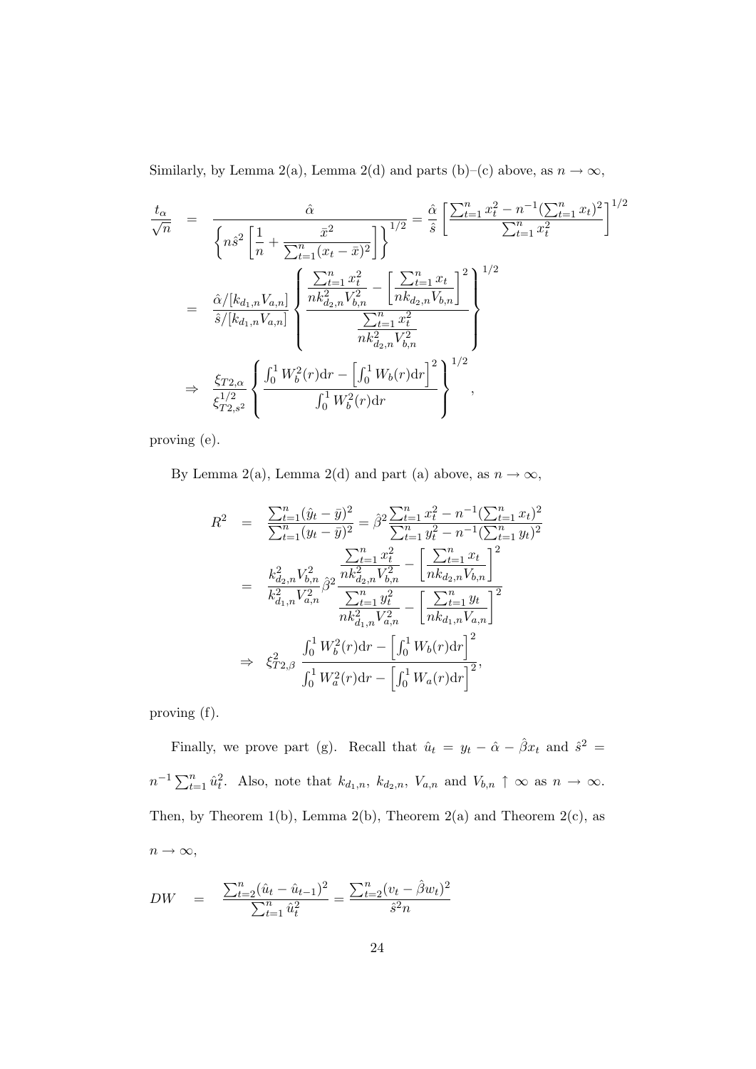Similarly, by Lemma 2(a), Lemma 2(d) and parts (b)–(c) above, as $n \to \infty$,

$$
\begin{aligned}
\frac{t_\alpha}{\sqrt{n}} &= \frac{\hat{\alpha}}{\left\{ n\hat{s}^2 \left[ \dfrac{1}{n} + \dfrac{\bar{x}^2}{\sum_{t=1}^n (x_t - \bar{x})^2} \right] \right\}^{1/2}} = \frac{\hat{\alpha}}{\hat{s}} \left[ \frac{\sum_{t=1}^n x_t^2 - n^{-1}(\sum_{t=1}^n x_t)^2}{\sum_{t=1}^n x_t^2} \right]^{1/2} \\
&= \frac{\hat{\alpha}/[k_{d_1,n} V_{a,n}]}{\hat{s}/[k_{d_1,n} V_{a,n}]} \left\{ \frac{\dfrac{\sum_{t=1}^n x_t^2}{n k_{d_2,n}^2 V_{b,n}^2} - \left[ \dfrac{\sum_{t=1}^n x_t}{n k_{d_2,n} V_{b,n}} \right]^2}{\dfrac{\sum_{t=1}^n x_t^2}{n k_{d_2,n}^2 V_{b,n}^2}} \right\}^{1/2} \\
&\Rightarrow \frac{\xi_{T2,\alpha}}{\xi_{T2,s^2}^{1/2}} \left\{ \frac{\int_0^1 W_b^2(r) \mathrm{d}r - \left[ \int_0^1 W_b(r) \mathrm{d}r \right]^2}{\int_0^1 W_b^2(r) \mathrm{d}r} \right\}^{1/2},
\end{aligned}
$$

proving (e).

By Lemma 2(a), Lemma 2(d) and part (a) above, as $n \to \infty$,

$$
\begin{aligned}
R^2 &= \frac{\sum_{t=1}^n (\hat{y}_t - \bar{y})^2}{\sum_{t=1}^n (y_t - \bar{y})^2} = \hat{\beta}^2 \frac{\sum_{t=1}^n x_t^2 - n^{-1}(\sum_{t=1}^n x_t)^2}{\sum_{t=1}^n y_t^2 - n^{-1}(\sum_{t=1}^n y_t)^2} \\
&= \frac{k_{d_2,n}^2 V_{b,n}^2}{k_{d_1,n}^2 V_{a,n}^2} \hat{\beta}^2 \frac{\dfrac{\sum_{t=1}^n x_t^2}{n k_{d_2,n}^2 V_{b,n}^2} - \left[ \dfrac{\sum_{t=1}^n x_t}{n k_{d_2,n} V_{b,n}} \right]^2}{\dfrac{\sum_{t=1}^n y_t^2}{n k_{d_1,n}^2 V_{a,n}^2} - \left[ \dfrac{\sum_{t=1}^n y_t}{n k_{d_1,n} V_{a,n}} \right]^2} \\
&\Rightarrow \xi_{T2,\beta}^2 \frac{\int_0^1 W_b^2(r) \mathrm{d}r - \left[ \int_0^1 W_b(r) \mathrm{d}r \right]^2}{\int_0^1 W_a^2(r) \mathrm{d}r - \left[ \int_0^1 W_a(r) \mathrm{d}r \right]^2},
\end{aligned}
$$

proving (f).

Finally, we prove part (g). Recall that $\hat{u}_t = y_t - \hat{\alpha} - \hat{\beta} x_t$ and $\hat{s}^2 = n^{-1} \sum_{t=1}^n \hat{u}_t^2$. Also, note that $k_{d_1,n}$, $k_{d_2,n}$, $V_{a,n}$ and $V_{b,n} \uparrow \infty$ as $n \to \infty$. Then, by Theorem 1(b), Lemma 2(b), Theorem 2(a) and Theorem 2(c), as $n \to \infty$,

$$
DW = \frac{\sum_{t=2}^n (\hat{u}_t - \hat{u}_{t-1})^2}{\sum_{t=1}^n \hat{u}_t^2} = \frac{\sum_{t=2}^n (v_t - \hat{\beta} w_t)^2}{\hat{s}^2 n}
$$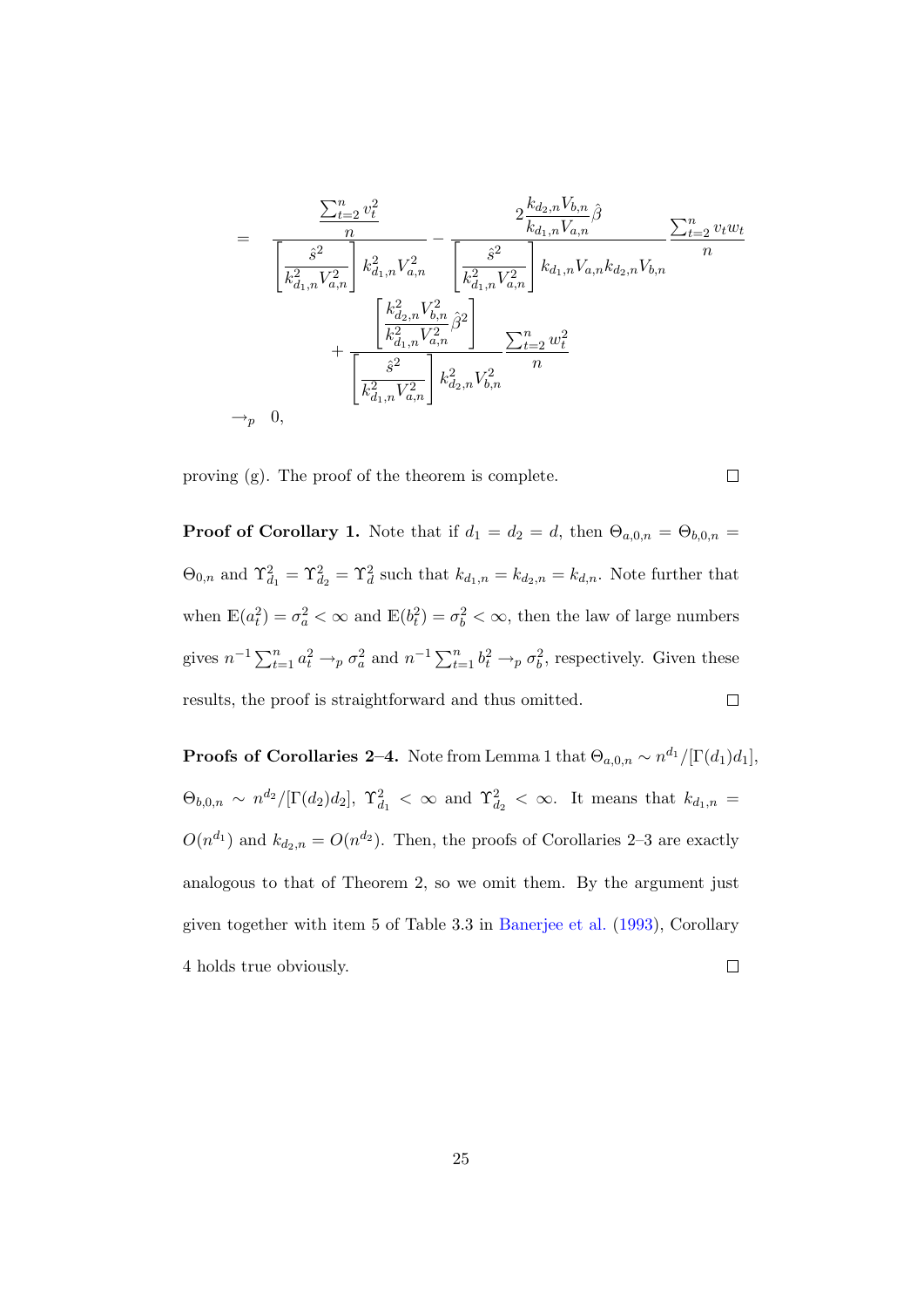$$
\begin{aligned}
&= \frac{\frac{\sum_{t=2}^{n} v_t^2}{n}}{\left[\frac{\hat{s}^2}{k_{d_1,n}^2 V_{a,n}^2}\right] k_{d_1,n}^2 V_{a,n}^2} - \frac{2\frac{k_{d_2,n} V_{b,n}}{k_{d_1,n} V_{a,n}} \hat{\beta}}{\left[\frac{\hat{s}^2}{k_{d_1,n}^2 V_{a,n}^2}\right] k_{d_1,n} V_{a,n} k_{d_2,n} V_{b,n}} \frac{\sum_{t=2}^{n} v_t w_t}{n} \\
&\quad + \frac{\left[\frac{k_{d_2,n}^2 V_{b,n}^2}{k_{d_1,n}^2 V_{a,n}^2} \hat{\beta}^2\right]}{\left[\frac{\hat{s}^2}{k_{d_1,n}^2 V_{a,n}^2}\right] k_{d_2,n}^2 V_{b,n}^2} \frac{\sum_{t=2}^{n} w_t^2}{n} \\
&\to_p \ 0,
\end{aligned}
$$

proving (g). The proof of the theorem is complete. $\square$

**Proof of Corollary 1.** Note that if $d_1 = d_2 = d$, then $\Theta_{a,0,n} = \Theta_{b,0,n} = \Theta_{0,n}$ and $\Upsilon_{d_1}^2 = \Upsilon_{d_2}^2 = \Upsilon_d^2$ such that $k_{d_1,n} = k_{d_2,n} = k_{d,n}$. Note further that when $\mathbb{E}(a_t^2) = \sigma_a^2 < \infty$ and $\mathbb{E}(b_t^2) = \sigma_b^2 < \infty$, then the law of large numbers gives $n^{-1}\sum_{t=1}^{n} a_t^2 \to_p \sigma_a^2$ and $n^{-1}\sum_{t=1}^{n} b_t^2 \to_p \sigma_b^2$, respectively. Given these results, the proof is straightforward and thus omitted. $\square$

**Proofs of Corollaries 2–4.** Note from Lemma 1 that $\Theta_{a,0,n} \sim n^{d_1}/[\Gamma(d_1)d_1]$, $\Theta_{b,0,n} \sim n^{d_2}/[\Gamma(d_2)d_2]$, $\Upsilon_{d_1}^2 < \infty$ and $\Upsilon_{d_2}^2 < \infty$. It means that $k_{d_1,n} = O(n^{d_1})$ and $k_{d_2,n} = O(n^{d_2})$. Then, the proofs of Corollaries 2–3 are exactly analogous to that of Theorem 2, so we omit them. By the argument just given together with item 5 of Table 3.3 in Banerjee et al. (1993), Corollary 4 holds true obviously. $\square$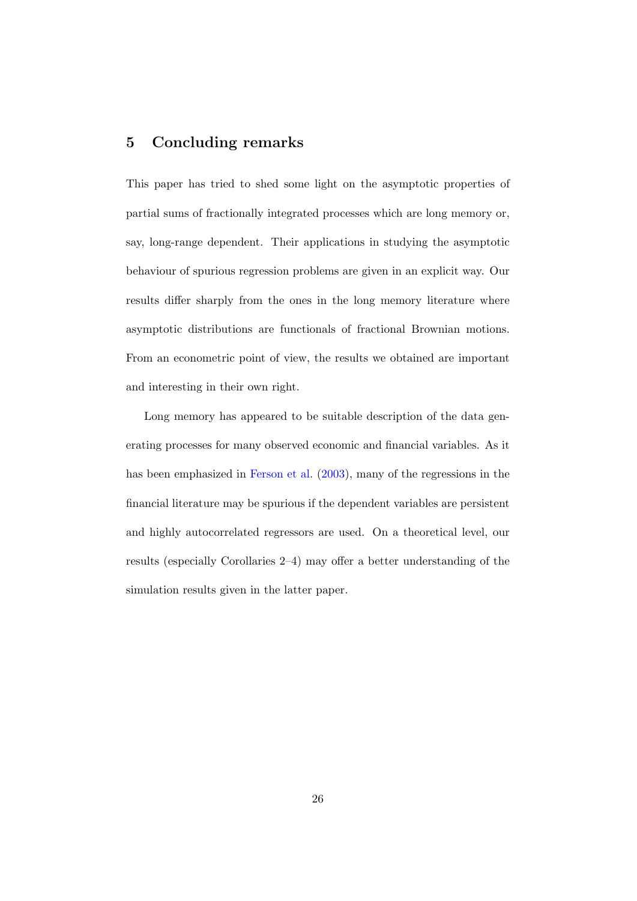## 5 Concluding remarks

This paper has tried to shed some light on the asymptotic properties of partial sums of fractionally integrated processes which are long memory or, say, long-range dependent. Their applications in studying the asymptotic behaviour of spurious regression problems are given in an explicit way. Our results differ sharply from the ones in the long memory literature where asymptotic distributions are functionals of fractional Brownian motions. From an econometric point of view, the results we obtained are important and interesting in their own right.

Long memory has appeared to be suitable description of the data generating processes for many observed economic and financial variables. As it has been emphasized in Ferson et al. (2003), many of the regressions in the financial literature may be spurious if the dependent variables are persistent and highly autocorrelated regressors are used. On a theoretical level, our results (especially Corollaries 2–4) may offer a better understanding of the simulation results given in the latter paper.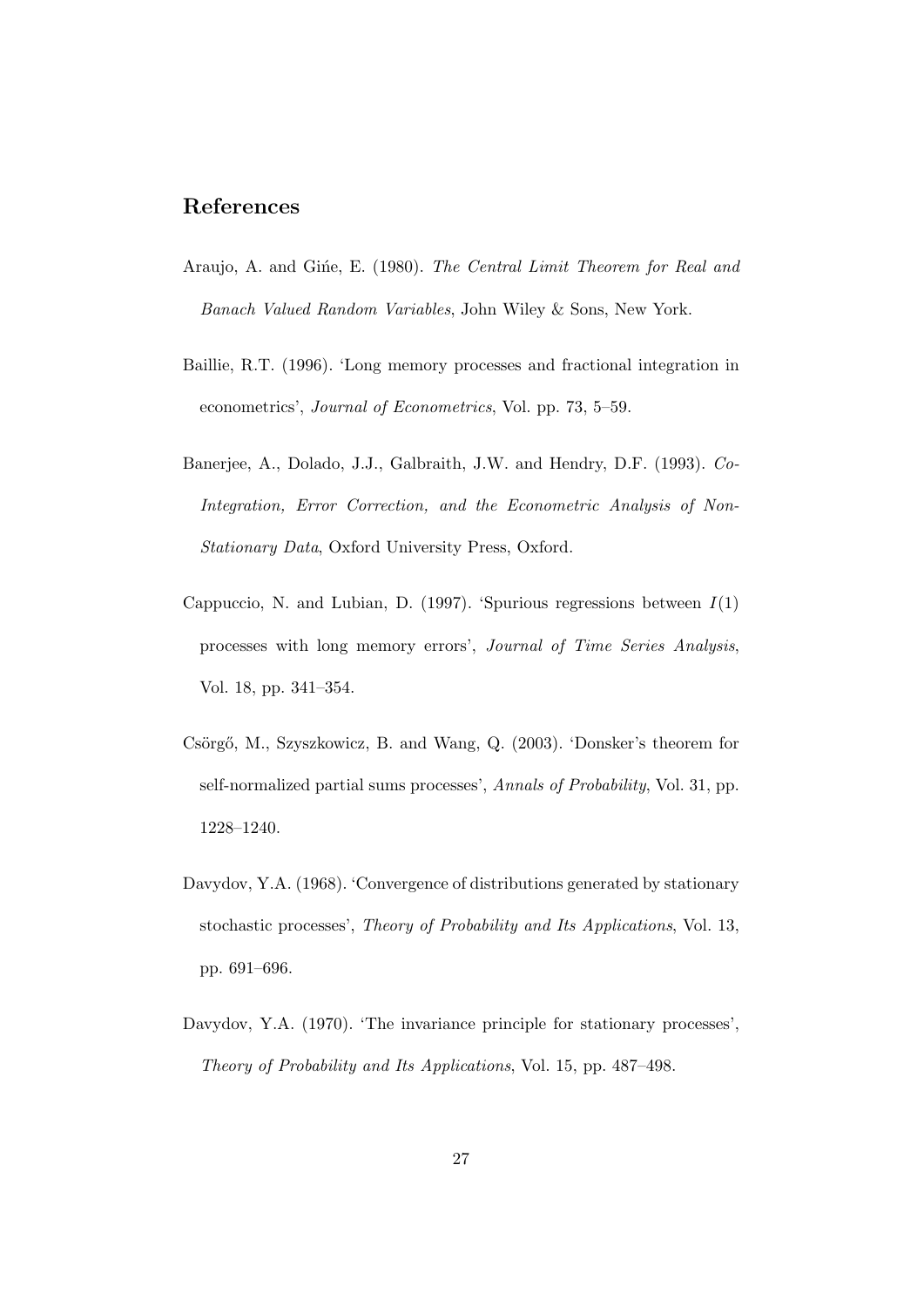## References

Araujo, A. and Gińe, E. (1980). *The Central Limit Theorem for Real and Banach Valued Random Variables*, John Wiley & Sons, New York.

Baillie, R.T. (1996). 'Long memory processes and fractional integration in econometrics', *Journal of Econometrics*, Vol. pp. 73, 5–59.

Banerjee, A., Dolado, J.J., Galbraith, J.W. and Hendry, D.F. (1993). *Co-Integration, Error Correction, and the Econometric Analysis of Non-Stationary Data*, Oxford University Press, Oxford.

Cappuccio, N. and Lubian, D. (1997). 'Spurious regressions between $I(1)$ processes with long memory errors', *Journal of Time Series Analysis*, Vol. 18, pp. 341–354.

Csörgő, M., Szyszkowicz, B. and Wang, Q. (2003). 'Donsker's theorem for self-normalized partial sums processes', *Annals of Probability*, Vol. 31, pp. 1228–1240.

Davydov, Y.A. (1968). 'Convergence of distributions generated by stationary stochastic processes', *Theory of Probability and Its Applications*, Vol. 13, pp. 691–696.

Davydov, Y.A. (1970). 'The invariance principle for stationary processes', *Theory of Probability and Its Applications*, Vol. 15, pp. 487–498.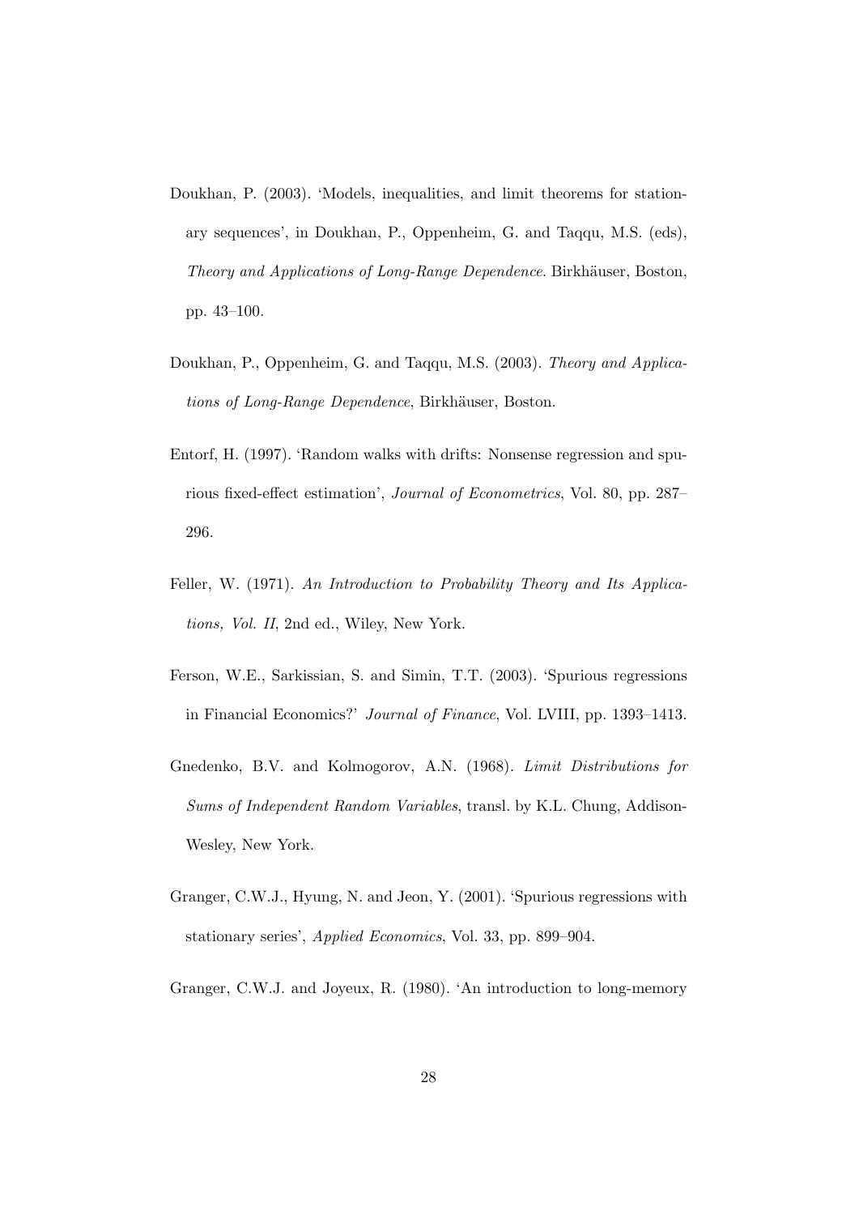Doukhan, P. (2003). 'Models, inequalities, and limit theorems for stationary sequences', in Doukhan, P., Oppenheim, G. and Taqqu, M.S. (eds), *Theory and Applications of Long-Range Dependence*. Birkhäuser, Boston, pp. 43–100.

Doukhan, P., Oppenheim, G. and Taqqu, M.S. (2003). *Theory and Applications of Long-Range Dependence*, Birkhäuser, Boston.

Entorf, H. (1997). 'Random walks with drifts: Nonsense regression and spurious fixed-effect estimation', *Journal of Econometrics*, Vol. 80, pp. 287–296.

Feller, W. (1971). *An Introduction to Probability Theory and Its Applications, Vol. II*, 2nd ed., Wiley, New York.

Ferson, W.E., Sarkissian, S. and Simin, T.T. (2003). 'Spurious regressions in Financial Economics?' *Journal of Finance*, Vol. LVIII, pp. 1393–1413.

Gnedenko, B.V. and Kolmogorov, A.N. (1968). *Limit Distributions for Sums of Independent Random Variables*, transl. by K.L. Chung, Addison-Wesley, New York.

Granger, C.W.J., Hyung, N. and Jeon, Y. (2001). 'Spurious regressions with stationary series', *Applied Economics*, Vol. 33, pp. 899–904.

Granger, C.W.J. and Joyeux, R. (1980). 'An introduction to long-memory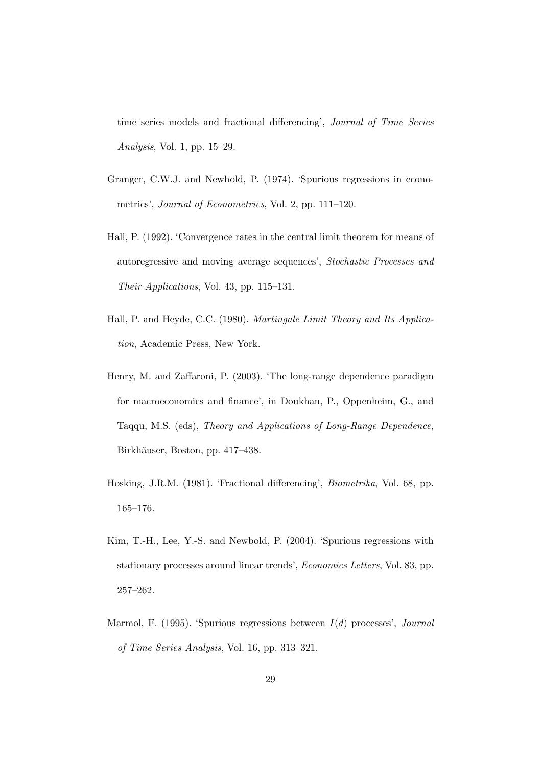time series models and fractional differencing', *Journal of Time Series Analysis*, Vol. 1, pp. 15–29.

Granger, C.W.J. and Newbold, P. (1974). 'Spurious regressions in econometrics', *Journal of Econometrics*, Vol. 2, pp. 111–120.

Hall, P. (1992). 'Convergence rates in the central limit theorem for means of autoregressive and moving average sequences', *Stochastic Processes and Their Applications*, Vol. 43, pp. 115–131.

Hall, P. and Heyde, C.C. (1980). *Martingale Limit Theory and Its Application*, Academic Press, New York.

Henry, M. and Zaffaroni, P. (2003). 'The long-range dependence paradigm for macroeconomics and finance', in Doukhan, P., Oppenheim, G., and Taqqu, M.S. (eds), *Theory and Applications of Long-Range Dependence*, Birkhäuser, Boston, pp. 417–438.

Hosking, J.R.M. (1981). 'Fractional differencing', *Biometrika*, Vol. 68, pp. 165–176.

Kim, T.-H., Lee, Y.-S. and Newbold, P. (2004). 'Spurious regressions with stationary processes around linear trends', *Economics Letters*, Vol. 83, pp. 257–262.

Marmol, F. (1995). 'Spurious regressions between $I(d)$ processes', *Journal of Time Series Analysis*, Vol. 16, pp. 313–321.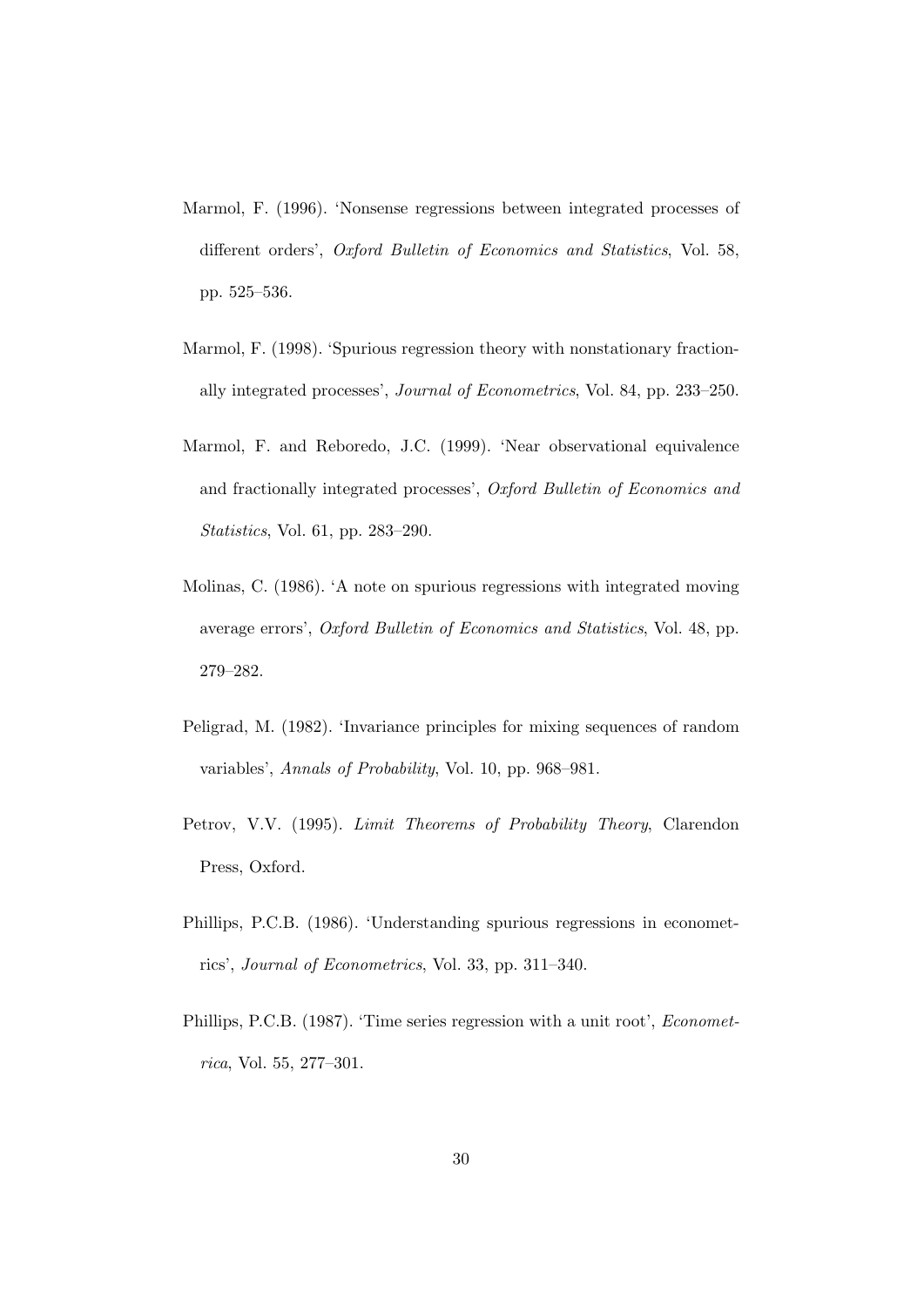Marmol, F. (1996). 'Nonsense regressions between integrated processes of different orders', *Oxford Bulletin of Economics and Statistics*, Vol. 58, pp. 525–536.

Marmol, F. (1998). 'Spurious regression theory with nonstationary fractionally integrated processes', *Journal of Econometrics*, Vol. 84, pp. 233–250.

Marmol, F. and Reboredo, J.C. (1999). 'Near observational equivalence and fractionally integrated processes', *Oxford Bulletin of Economics and Statistics*, Vol. 61, pp. 283–290.

Molinas, C. (1986). 'A note on spurious regressions with integrated moving average errors', *Oxford Bulletin of Economics and Statistics*, Vol. 48, pp. 279–282.

Peligrad, M. (1982). 'Invariance principles for mixing sequences of random variables', *Annals of Probability*, Vol. 10, pp. 968–981.

Petrov, V.V. (1995). *Limit Theorems of Probability Theory*, Clarendon Press, Oxford.

Phillips, P.C.B. (1986). 'Understanding spurious regressions in econometrics', *Journal of Econometrics*, Vol. 33, pp. 311–340.

Phillips, P.C.B. (1987). 'Time series regression with a unit root', *Econometrica*, Vol. 55, 277–301.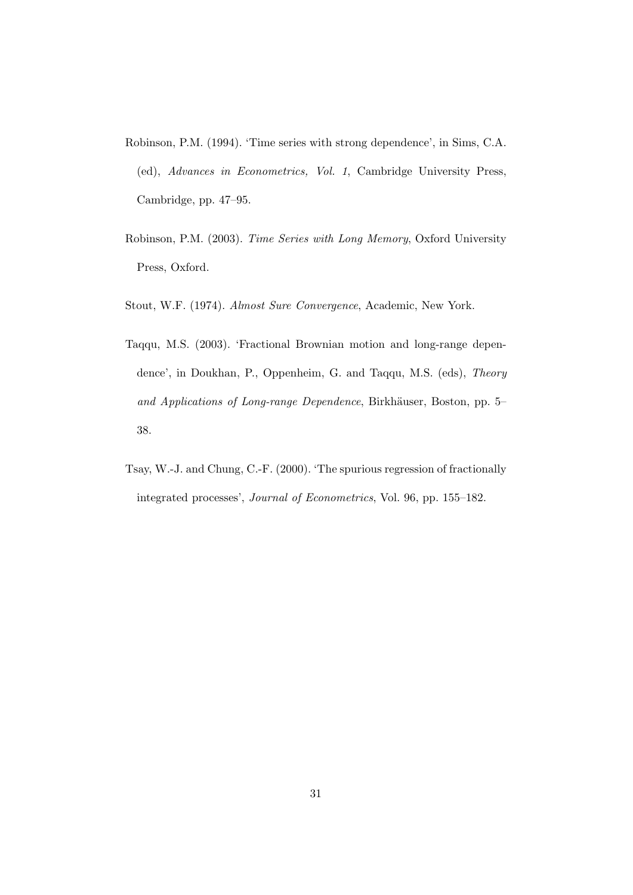Robinson, P.M. (1994). 'Time series with strong dependence', in Sims, C.A. (ed), *Advances in Econometrics, Vol. 1*, Cambridge University Press, Cambridge, pp. 47–95.

Robinson, P.M. (2003). *Time Series with Long Memory*, Oxford University Press, Oxford.

Stout, W.F. (1974). *Almost Sure Convergence*, Academic, New York.

Taqqu, M.S. (2003). 'Fractional Brownian motion and long-range dependence', in Doukhan, P., Oppenheim, G. and Taqqu, M.S. (eds), *Theory and Applications of Long-range Dependence*, Birkhäuser, Boston, pp. 5–38.

Tsay, W.-J. and Chung, C.-F. (2000). 'The spurious regression of fractionally integrated processes', *Journal of Econometrics*, Vol. 96, pp. 155–182.